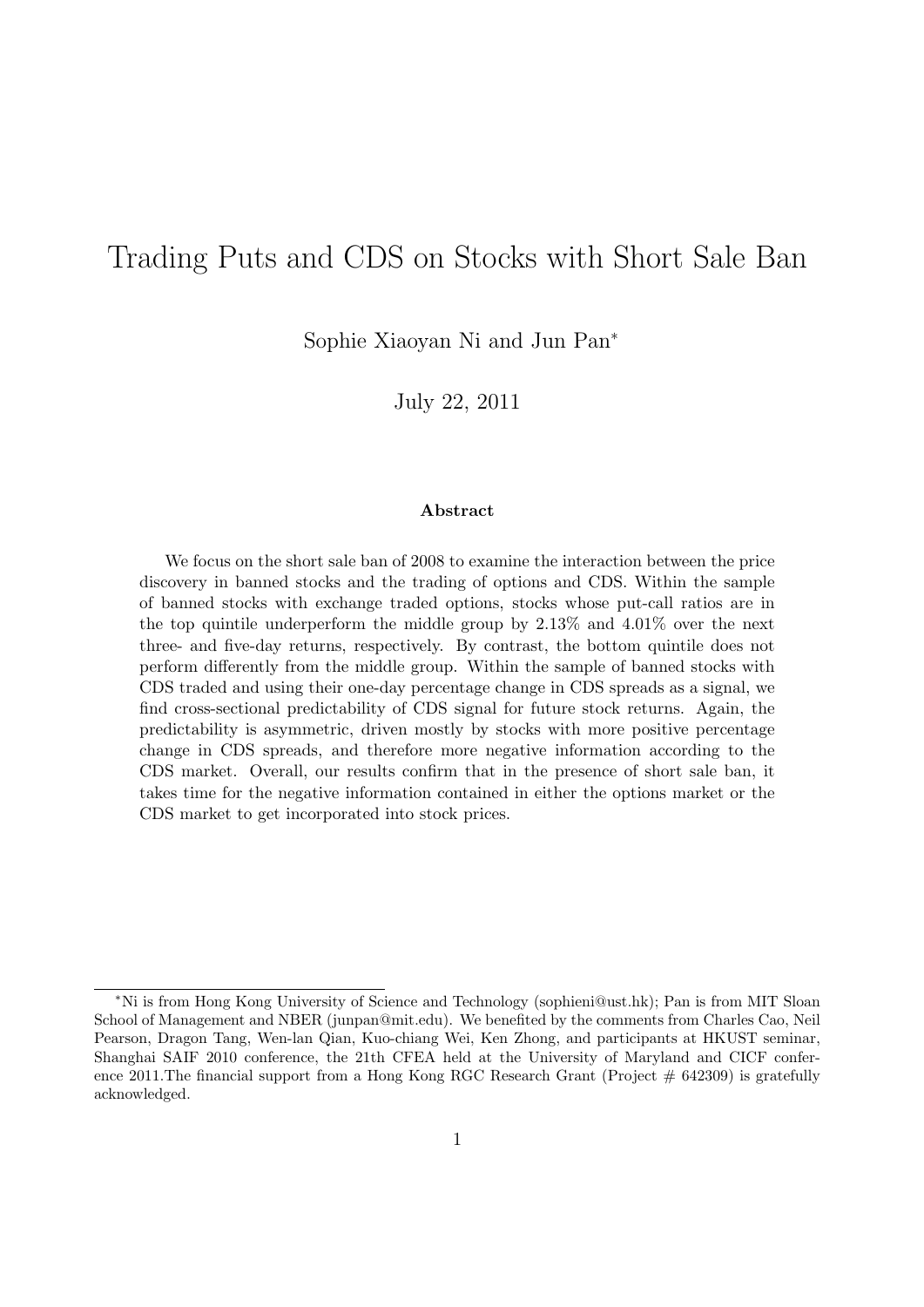# Trading Puts and CDS on Stocks with Short Sale Ban

Sophie Xiaoyan Ni and Jun Pan*

July 22, 2011

### Abstract

We focus on the short sale ban of 2008 to examine the interaction between the price discovery in banned stocks and the trading of options and CDS. Within the sample of banned stocks with exchange traded options, stocks whose put-call ratios are in the top quintile underperform the middle group by 2.13% and 4.01% over the next three- and five-day returns, respectively. By contrast, the bottom quintile does not perform differently from the middle group. Within the sample of banned stocks with CDS traded and using their one-day percentage change in CDS spreads as a signal, we find cross-sectional predictability of CDS signal for future stock returns. Again, the predictability is asymmetric, driven mostly by stocks with more positive percentage change in CDS spreads, and therefore more negative information according to the CDS market. Overall, our results confirm that in the presence of short sale ban, it takes time for the negative information contained in either the options market or the CDS market to get incorporated into stock prices.

---

*Ni is from Hong Kong University of Science and Technology (sophieni@ust.hk); Pan is from MIT Sloan School of Management and NBER (junpan@mit.edu). We benefited by the comments from Charles Cao, Neil Pearson, Dragon Tang, Wen-lan Qian, Kuo-chiang Wei, Ken Zhong, and participants at HKUST seminar, Shanghai SAIF 2010 conference, the 21th CFEA held at the University of Maryland and CICF conference 2011.The financial support from a Hong Kong RGC Research Grant (Project # 642309) is gratefully acknowledged.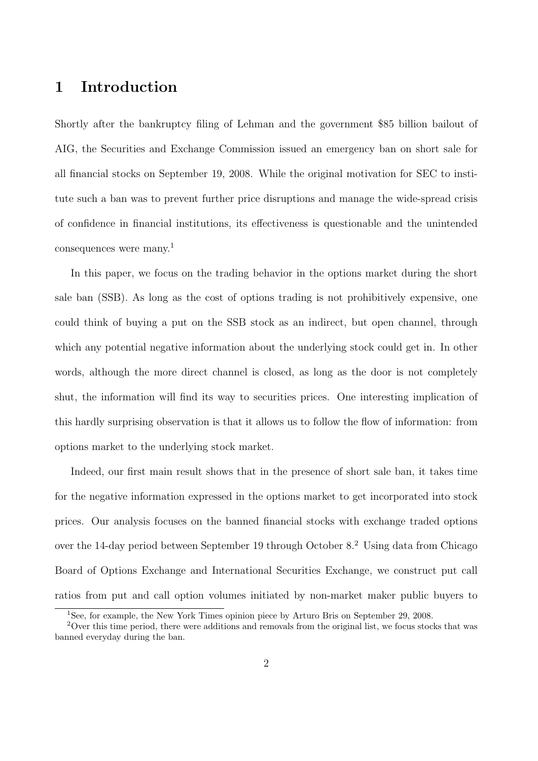# 1 Introduction

Shortly after the bankruptcy filing of Lehman and the government \$85 billion bailout of AIG, the Securities and Exchange Commission issued an emergency ban on short sale for all financial stocks on September 19, 2008. While the original motivation for SEC to institute such a ban was to prevent further price disruptions and manage the wide-spread crisis of confidence in financial institutions, its effectiveness is questionable and the unintended consequences were many.[1]

In this paper, we focus on the trading behavior in the options market during the short sale ban (SSB). As long as the cost of options trading is not prohibitively expensive, one could think of buying a put on the SSB stock as an indirect, but open channel, through which any potential negative information about the underlying stock could get in. In other words, although the more direct channel is closed, as long as the door is not completely shut, the information will find its way to securities prices. One interesting implication of this hardly surprising observation is that it allows us to follow the flow of information: from options market to the underlying stock market.

Indeed, our first main result shows that in the presence of short sale ban, it takes time for the negative information expressed in the options market to get incorporated into stock prices. Our analysis focuses on the banned financial stocks with exchange traded options over the 14-day period between September 19 through October 8.[2] Using data from Chicago Board of Options Exchange and International Securities Exchange, we construct put call ratios from put and call option volumes initiated by non-market maker public buyers to

[1] See, for example, the New York Times opinion piece by Arturo Bris on September 29, 2008.

[2] Over this time period, there were additions and removals from the original list, we focus stocks that was banned everyday during the ban.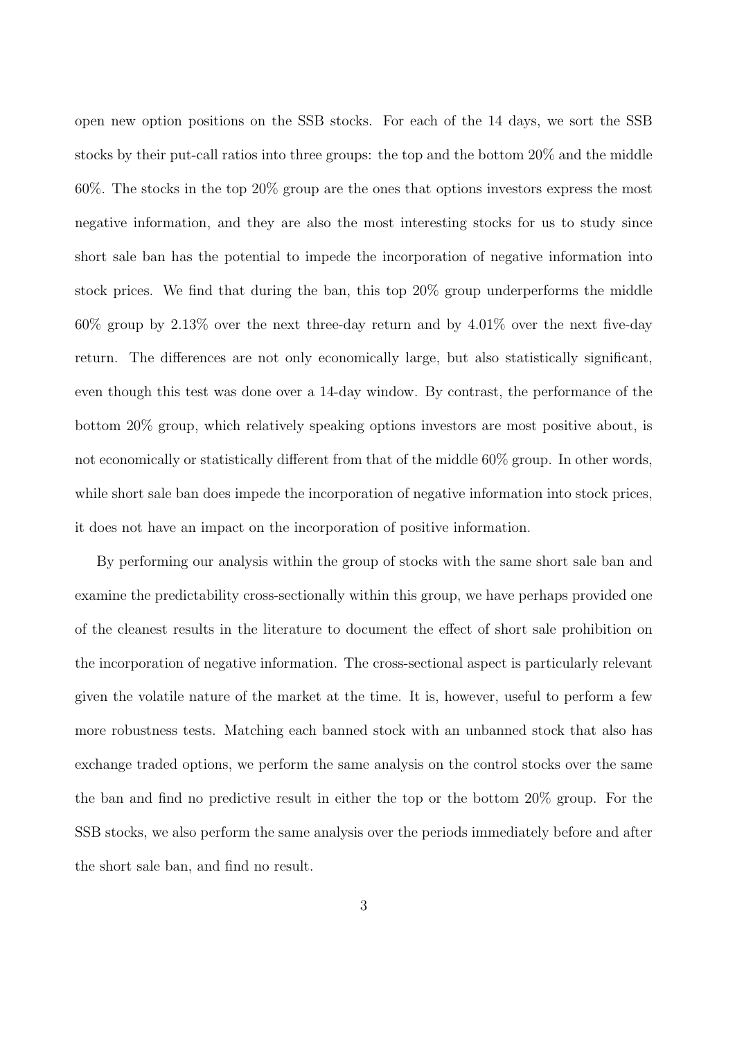open new option positions on the SSB stocks. For each of the 14 days, we sort the SSB stocks by their put-call ratios into three groups: the top and the bottom 20% and the middle 60%. The stocks in the top 20% group are the ones that options investors express the most negative information, and they are also the most interesting stocks for us to study since short sale ban has the potential to impede the incorporation of negative information into stock prices. We find that during the ban, this top 20% group underperforms the middle 60% group by 2.13% over the next three-day return and by 4.01% over the next five-day return. The differences are not only economically large, but also statistically significant, even though this test was done over a 14-day window. By contrast, the performance of the bottom 20% group, which relatively speaking options investors are most positive about, is not economically or statistically different from that of the middle 60% group. In other words, while short sale ban does impede the incorporation of negative information into stock prices, it does not have an impact on the incorporation of positive information.

By performing our analysis within the group of stocks with the same short sale ban and examine the predictability cross-sectionally within this group, we have perhaps provided one of the cleanest results in the literature to document the effect of short sale prohibition on the incorporation of negative information. The cross-sectional aspect is particularly relevant given the volatile nature of the market at the time. It is, however, useful to perform a few more robustness tests. Matching each banned stock with an unbanned stock that also has exchange traded options, we perform the same analysis on the control stocks over the same the ban and find no predictive result in either the top or the bottom 20% group. For the SSB stocks, we also perform the same analysis over the periods immediately before and after the short sale ban, and find no result.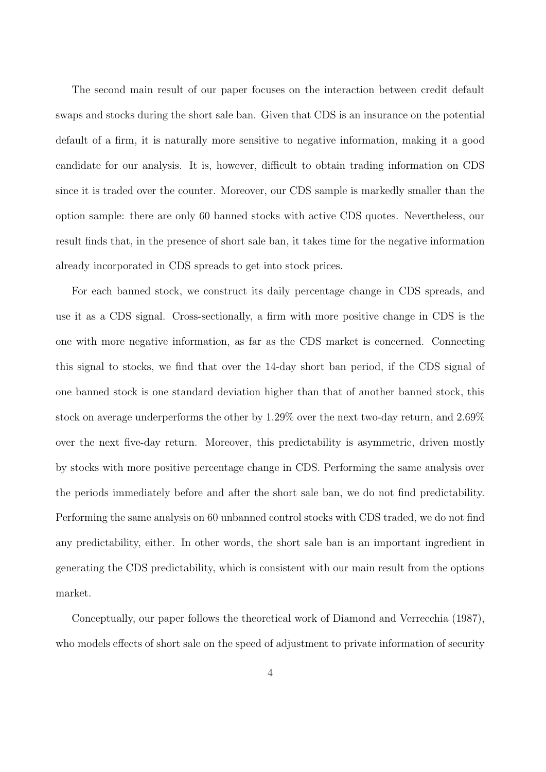The second main result of our paper focuses on the interaction between credit default swaps and stocks during the short sale ban. Given that CDS is an insurance on the potential default of a firm, it is naturally more sensitive to negative information, making it a good candidate for our analysis. It is, however, difficult to obtain trading information on CDS since it is traded over the counter. Moreover, our CDS sample is markedly smaller than the option sample: there are only 60 banned stocks with active CDS quotes. Nevertheless, our result finds that, in the presence of short sale ban, it takes time for the negative information already incorporated in CDS spreads to get into stock prices.

For each banned stock, we construct its daily percentage change in CDS spreads, and use it as a CDS signal. Cross-sectionally, a firm with more positive change in CDS is the one with more negative information, as far as the CDS market is concerned. Connecting this signal to stocks, we find that over the 14-day short ban period, if the CDS signal of one banned stock is one standard deviation higher than that of another banned stock, this stock on average underperforms the other by 1.29% over the next two-day return, and 2.69% over the next five-day return. Moreover, this predictability is asymmetric, driven mostly by stocks with more positive percentage change in CDS. Performing the same analysis over the periods immediately before and after the short sale ban, we do not find predictability. Performing the same analysis on 60 unbanned control stocks with CDS traded, we do not find any predictability, either. In other words, the short sale ban is an important ingredient in generating the CDS predictability, which is consistent with our main result from the options market.

Conceptually, our paper follows the theoretical work of Diamond and Verrecchia (1987), who models effects of short sale on the speed of adjustment to private information of security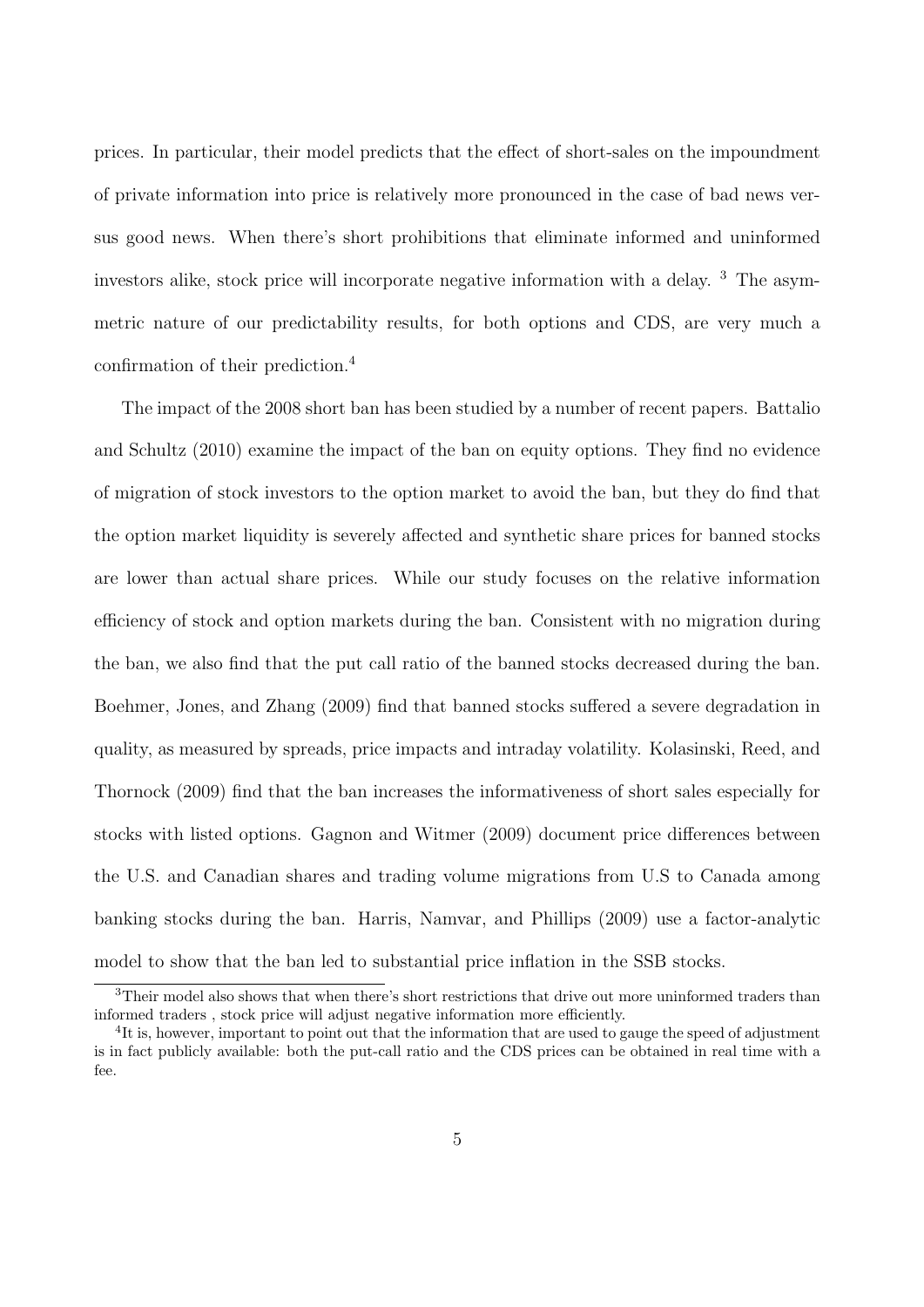prices. In particular, their model predicts that the effect of short-sales on the impoundment of private information into price is relatively more pronounced in the case of bad news versus good news. When there's short prohibitions that eliminate informed and uninformed investors alike, stock price will incorporate negative information with a delay. [3] The asymmetric nature of our predictability results, for both options and CDS, are very much a confirmation of their prediction.[4]

The impact of the 2008 short ban has been studied by a number of recent papers. Battalio and Schultz (2010) examine the impact of the ban on equity options. They find no evidence of migration of stock investors to the option market to avoid the ban, but they do find that the option market liquidity is severely affected and synthetic share prices for banned stocks are lower than actual share prices. While our study focuses on the relative information efficiency of stock and option markets during the ban. Consistent with no migration during the ban, we also find that the put call ratio of the banned stocks decreased during the ban. Boehmer, Jones, and Zhang (2009) find that banned stocks suffered a severe degradation in quality, as measured by spreads, price impacts and intraday volatility. Kolasinski, Reed, and Thornock (2009) find that the ban increases the informativeness of short sales especially for stocks with listed options. Gagnon and Witmer (2009) document price differences between the U.S. and Canadian shares and trading volume migrations from U.S to Canada among banking stocks during the ban. Harris, Namvar, and Phillips (2009) use a factor-analytic model to show that the ban led to substantial price inflation in the SSB stocks.

[3] Their model also shows that when there's short restrictions that drive out more uninformed traders than informed traders , stock price will adjust negative information more efficiently.

[4] It is, however, important to point out that the information that are used to gauge the speed of adjustment is in fact publicly available: both the put-call ratio and the CDS prices can be obtained in real time with a fee.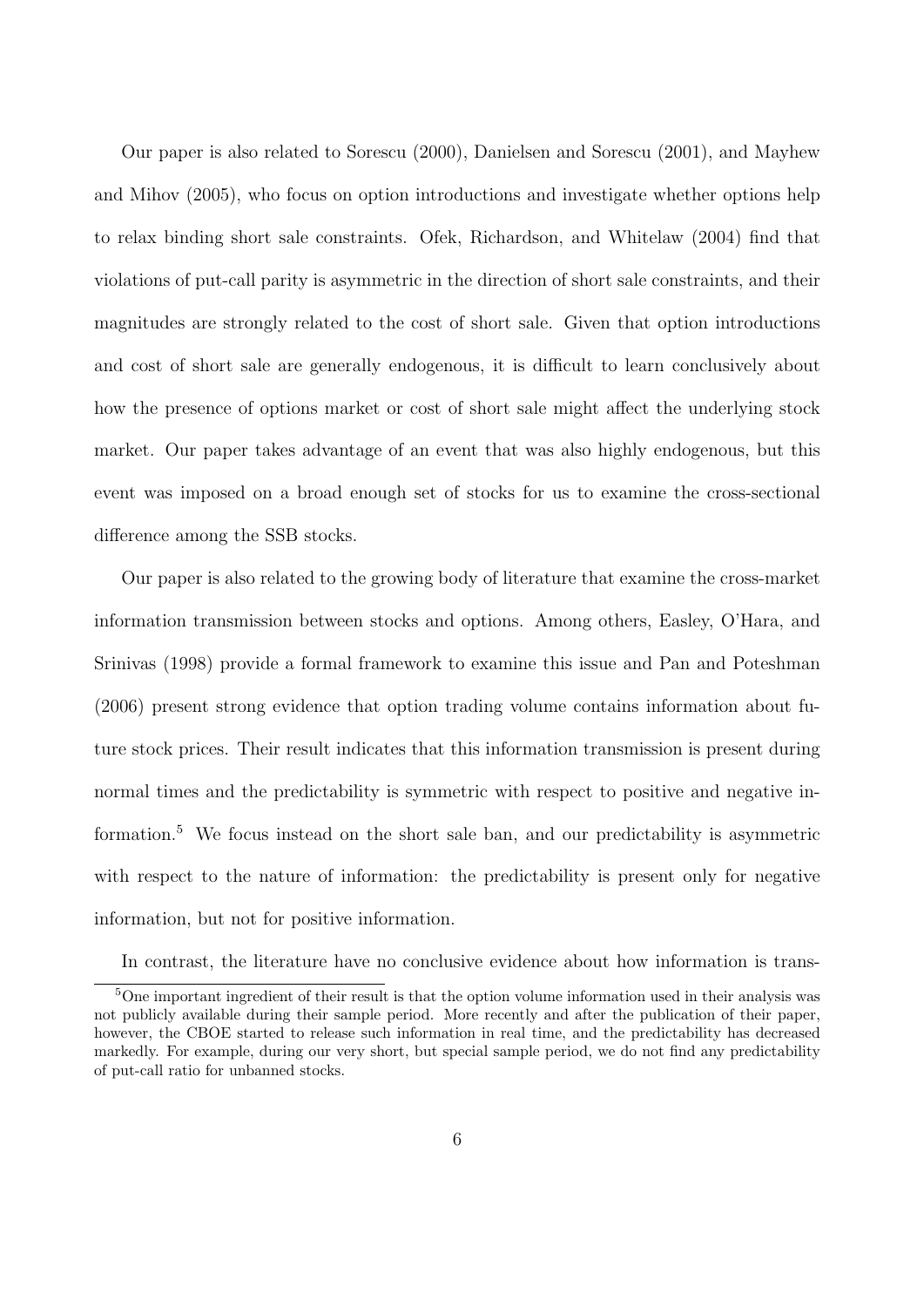Our paper is also related to Sorescu (2000), Danielsen and Sorescu (2001), and Mayhew and Mihov (2005), who focus on option introductions and investigate whether options help to relax binding short sale constraints. Ofek, Richardson, and Whitelaw (2004) find that violations of put-call parity is asymmetric in the direction of short sale constraints, and their magnitudes are strongly related to the cost of short sale. Given that option introductions and cost of short sale are generally endogenous, it is difficult to learn conclusively about how the presence of options market or cost of short sale might affect the underlying stock market. Our paper takes advantage of an event that was also highly endogenous, but this event was imposed on a broad enough set of stocks for us to examine the cross-sectional difference among the SSB stocks.

Our paper is also related to the growing body of literature that examine the cross-market information transmission between stocks and options. Among others, Easley, O'Hara, and Srinivas (1998) provide a formal framework to examine this issue and Pan and Poteshman (2006) present strong evidence that option trading volume contains information about future stock prices. Their result indicates that this information transmission is present during normal times and the predictability is symmetric with respect to positive and negative information.[5] We focus instead on the short sale ban, and our predictability is asymmetric with respect to the nature of information: the predictability is present only for negative information, but not for positive information.

In contrast, the literature have no conclusive evidence about how information is trans-

[5] One important ingredient of their result is that the option volume information used in their analysis was not publicly available during their sample period. More recently and after the publication of their paper, however, the CBOE started to release such information in real time, and the predictability has decreased markedly. For example, during our very short, but special sample period, we do not find any predictability of put-call ratio for unbanned stocks.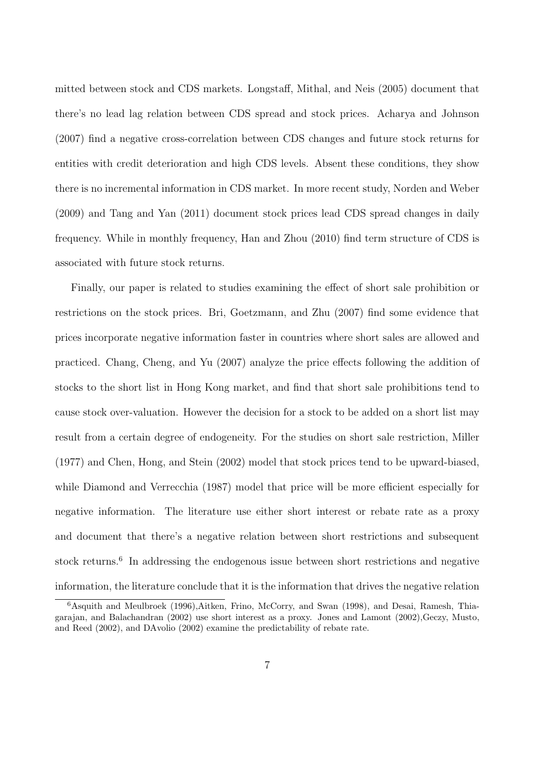mitted between stock and CDS markets. Longstaff, Mithal, and Neis (2005) document that there's no lead lag relation between CDS spread and stock prices. Acharya and Johnson (2007) find a negative cross-correlation between CDS changes and future stock returns for entities with credit deterioration and high CDS levels. Absent these conditions, they show there is no incremental information in CDS market. In more recent study, Norden and Weber (2009) and Tang and Yan (2011) document stock prices lead CDS spread changes in daily frequency. While in monthly frequency, Han and Zhou (2010) find term structure of CDS is associated with future stock returns.

Finally, our paper is related to studies examining the effect of short sale prohibition or restrictions on the stock prices. Bri, Goetzmann, and Zhu (2007) find some evidence that prices incorporate negative information faster in countries where short sales are allowed and practiced. Chang, Cheng, and Yu (2007) analyze the price effects following the addition of stocks to the short list in Hong Kong market, and find that short sale prohibitions tend to cause stock over-valuation. However the decision for a stock to be added on a short list may result from a certain degree of endogeneity. For the studies on short sale restriction, Miller (1977) and Chen, Hong, and Stein (2002) model that stock prices tend to be upward-biased, while Diamond and Verrecchia (1987) model that price will be more efficient especially for negative information. The literature use either short interest or rebate rate as a proxy and document that there's a negative relation between short restrictions and subsequent stock returns.[6] In addressing the endogenous issue between short restrictions and negative information, the literature conclude that it is the information that drives the negative relation

[6] Asquith and Meulbroek (1996),Aitken, Frino, McCorry, and Swan (1998), and Desai, Ramesh, Thiagarajan, and Balachandran (2002) use short interest as a proxy. Jones and Lamont (2002),Geczy, Musto, and Reed (2002), and DAvolio (2002) examine the predictability of rebate rate.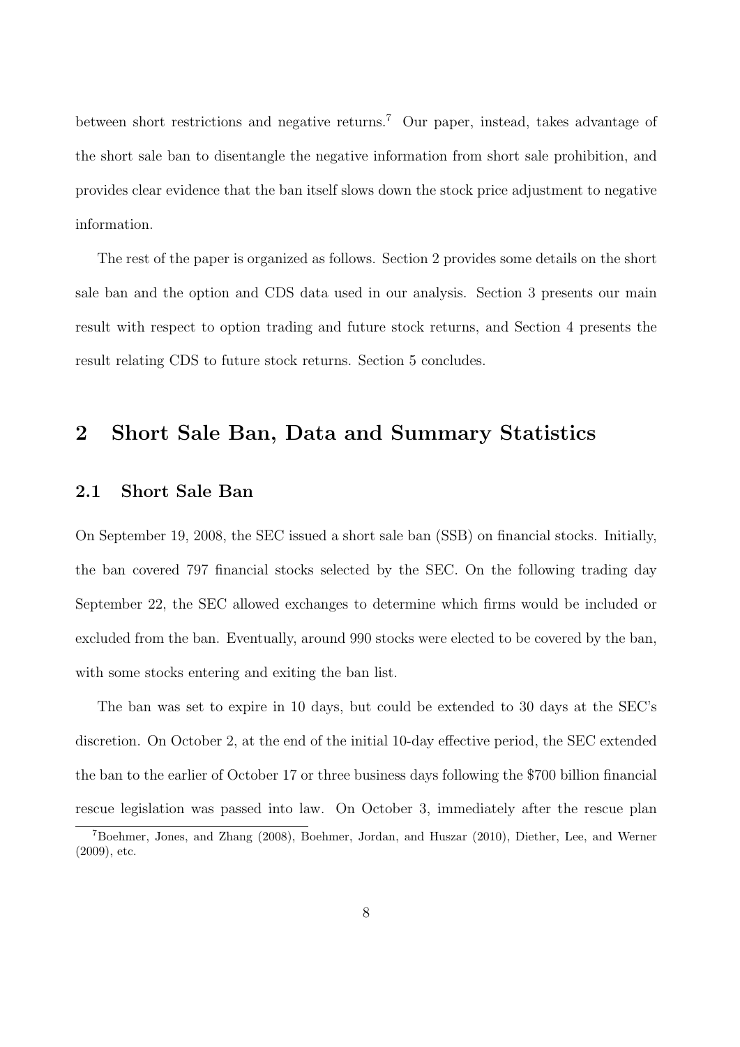between short restrictions and negative returns.[7] Our paper, instead, takes advantage of the short sale ban to disentangle the negative information from short sale prohibition, and provides clear evidence that the ban itself slows down the stock price adjustment to negative information.

The rest of the paper is organized as follows. Section 2 provides some details on the short sale ban and the option and CDS data used in our analysis. Section 3 presents our main result with respect to option trading and future stock returns, and Section 4 presents the result relating CDS to future stock returns. Section 5 concludes.

# 2 Short Sale Ban, Data and Summary Statistics

## 2.1 Short Sale Ban

On September 19, 2008, the SEC issued a short sale ban (SSB) on financial stocks. Initially, the ban covered 797 financial stocks selected by the SEC. On the following trading day September 22, the SEC allowed exchanges to determine which firms would be included or excluded from the ban. Eventually, around 990 stocks were elected to be covered by the ban, with some stocks entering and exiting the ban list.

The ban was set to expire in 10 days, but could be extended to 30 days at the SEC's discretion. On October 2, at the end of the initial 10-day effective period, the SEC extended the ban to the earlier of October 17 or three business days following the $700 billion financial rescue legislation was passed into law. On October 3, immediately after the rescue plan

[7] Boehmer, Jones, and Zhang (2008), Boehmer, Jordan, and Huszar (2010), Diether, Lee, and Werner (2009), etc.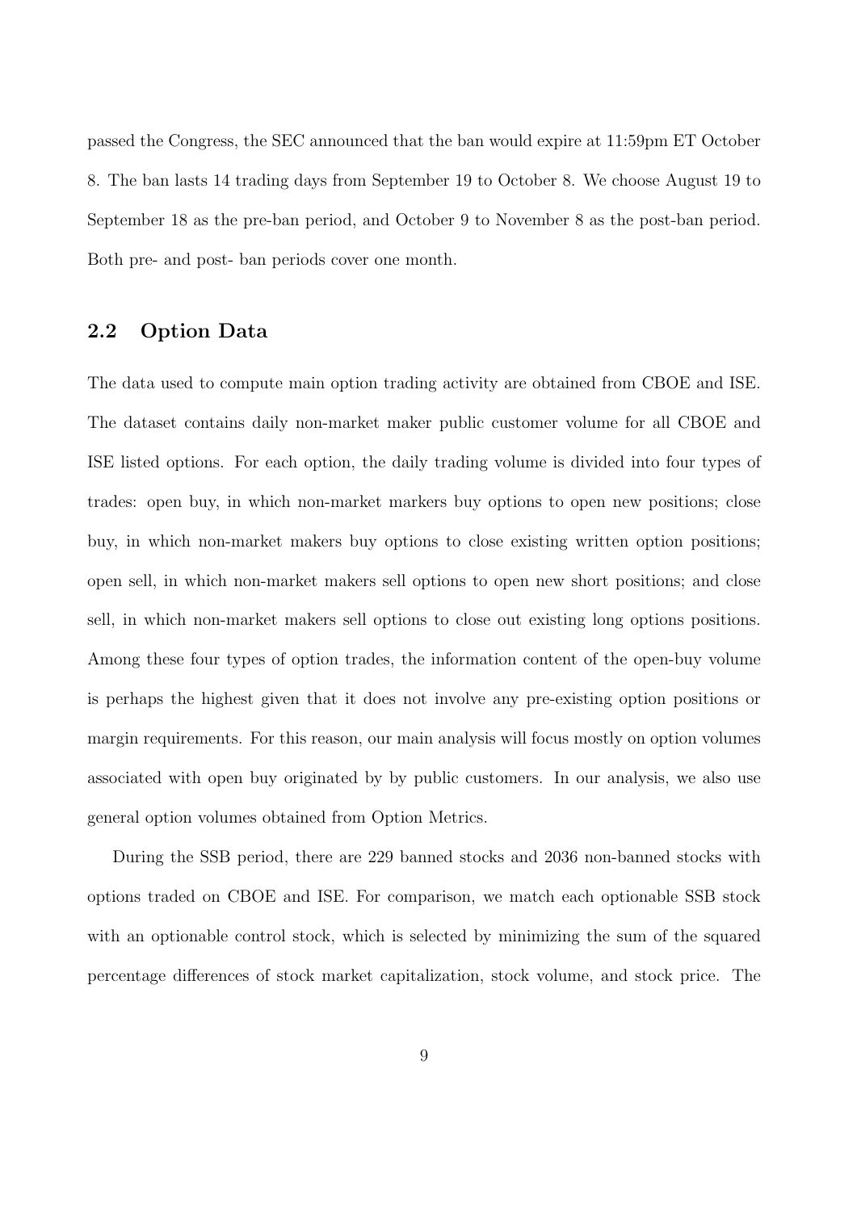passed the Congress, the SEC announced that the ban would expire at 11:59pm ET October 8. The ban lasts 14 trading days from September 19 to October 8. We choose August 19 to September 18 as the pre-ban period, and October 9 to November 8 as the post-ban period. Both pre- and post- ban periods cover one month.

## 2.2 Option Data

The data used to compute main option trading activity are obtained from CBOE and ISE. The dataset contains daily non-market maker public customer volume for all CBOE and ISE listed options. For each option, the daily trading volume is divided into four types of trades: open buy, in which non-market markers buy options to open new positions; close buy, in which non-market makers buy options to close existing written option positions; open sell, in which non-market makers sell options to open new short positions; and close sell, in which non-market makers sell options to close out existing long options positions. Among these four types of option trades, the information content of the open-buy volume is perhaps the highest given that it does not involve any pre-existing option positions or margin requirements. For this reason, our main analysis will focus mostly on option volumes associated with open buy originated by by public customers. In our analysis, we also use general option volumes obtained from Option Metrics.

During the SSB period, there are 229 banned stocks and 2036 non-banned stocks with options traded on CBOE and ISE. For comparison, we match each optionable SSB stock with an optionable control stock, which is selected by minimizing the sum of the squared percentage differences of stock market capitalization, stock volume, and stock price. The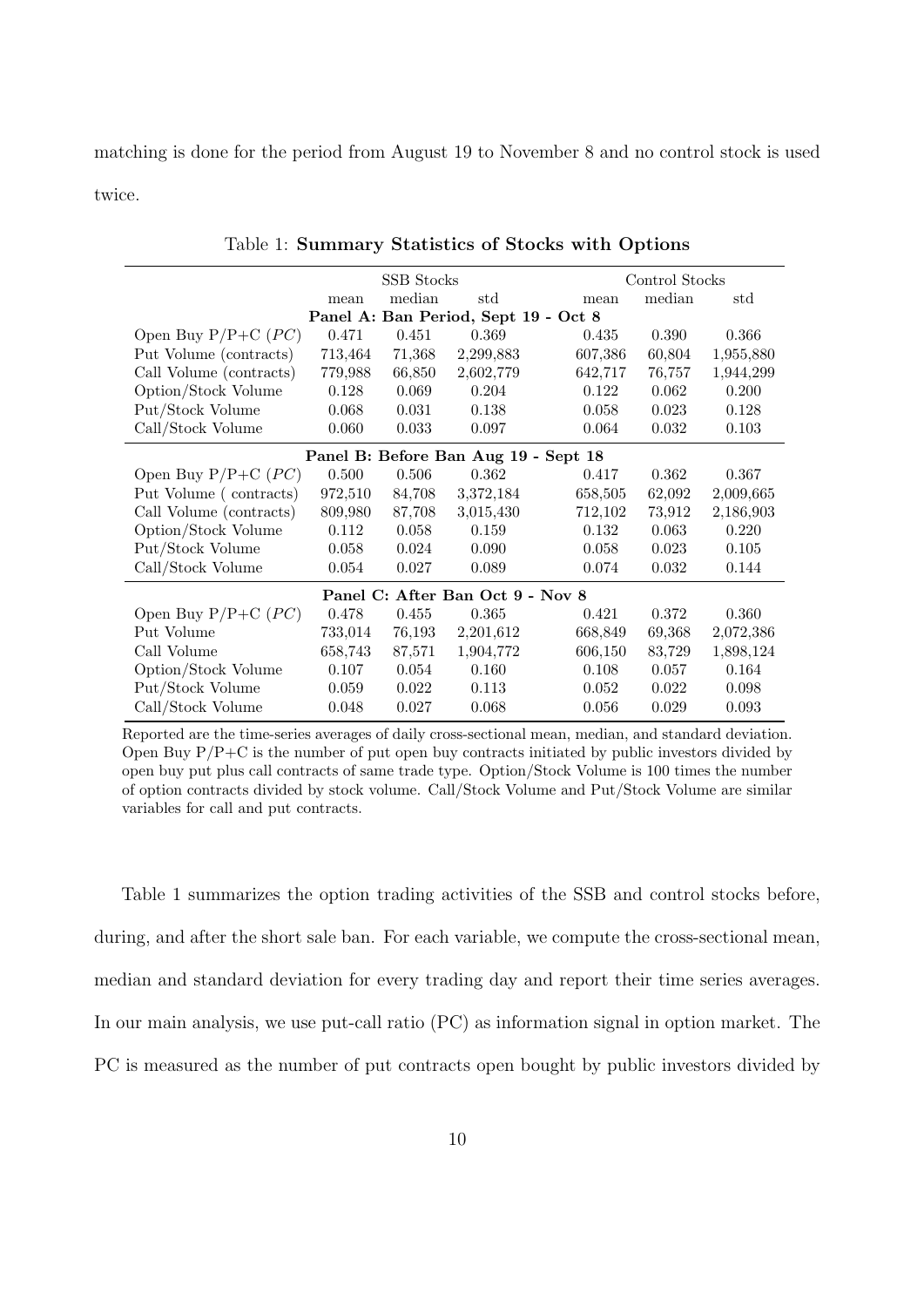matching is done for the period from August 19 to November 8 and no control stock is used twice.

Table 1: **Summary Statistics of Stocks with Options**

| | SSB Stocks | | | Control Stocks | | |
|---|---|---|---|---|---|---|
| | mean | median | std | mean | median | std |
| **Panel A: Ban Period, Sept 19 - Oct 8** | | | | | | |
| Open Buy P/P+C (*PC*) | 0.471 | 0.451 | 0.369 | 0.435 | 0.390 | 0.366 |
| Put Volume (contracts) | 713,464 | 71,368 | 2,299,883 | 607,386 | 60,804 | 1,955,880 |
| Call Volume (contracts) | 779,988 | 66,850 | 2,602,779 | 642,717 | 76,757 | 1,944,299 |
| Option/Stock Volume | 0.128 | 0.069 | 0.204 | 0.122 | 0.062 | 0.200 |
| Put/Stock Volume | 0.068 | 0.031 | 0.138 | 0.058 | 0.023 | 0.128 |
| Call/Stock Volume | 0.060 | 0.033 | 0.097 | 0.064 | 0.032 | 0.103 |
| **Panel B: Before Ban Aug 19 - Sept 18** | | | | | | |
| Open Buy P/P+C (*PC*) | 0.500 | 0.506 | 0.362 | 0.417 | 0.362 | 0.367 |
| Put Volume ( contracts) | 972,510 | 84,708 | 3,372,184 | 658,505 | 62,092 | 2,009,665 |
| Call Volume (contracts) | 809,980 | 87,708 | 3,015,430 | 712,102 | 73,912 | 2,186,903 |
| Option/Stock Volume | 0.112 | 0.058 | 0.159 | 0.132 | 0.063 | 0.220 |
| Put/Stock Volume | 0.058 | 0.024 | 0.090 | 0.058 | 0.023 | 0.105 |
| Call/Stock Volume | 0.054 | 0.027 | 0.089 | 0.074 | 0.032 | 0.144 |
| **Panel C: After Ban Oct 9 - Nov 8** | | | | | | |
| Open Buy P/P+C (*PC*) | 0.478 | 0.455 | 0.365 | 0.421 | 0.372 | 0.360 |
| Put Volume | 733,014 | 76,193 | 2,201,612 | 668,849 | 69,368 | 2,072,386 |
| Call Volume | 658,743 | 87,571 | 1,904,772 | 606,150 | 83,729 | 1,898,124 |
| Option/Stock Volume | 0.107 | 0.054 | 0.160 | 0.108 | 0.057 | 0.164 |
| Put/Stock Volume | 0.059 | 0.022 | 0.113 | 0.052 | 0.022 | 0.098 |
| Call/Stock Volume | 0.048 | 0.027 | 0.068 | 0.056 | 0.029 | 0.093 |

Reported are the time-series averages of daily cross-sectional mean, median, and standard deviation. Open Buy P/P+C is the number of put open buy contracts initiated by public investors divided by open buy put plus call contracts of same trade type. Option/Stock Volume is 100 times the number of option contracts divided by stock volume. Call/Stock Volume and Put/Stock Volume are similar variables for call and put contracts.

Table 1 summarizes the option trading activities of the SSB and control stocks before, during, and after the short sale ban. For each variable, we compute the cross-sectional mean, median and standard deviation for every trading day and report their time series averages. In our main analysis, we use put-call ratio (PC) as information signal in option market. The PC is measured as the number of put contracts open bought by public investors divided by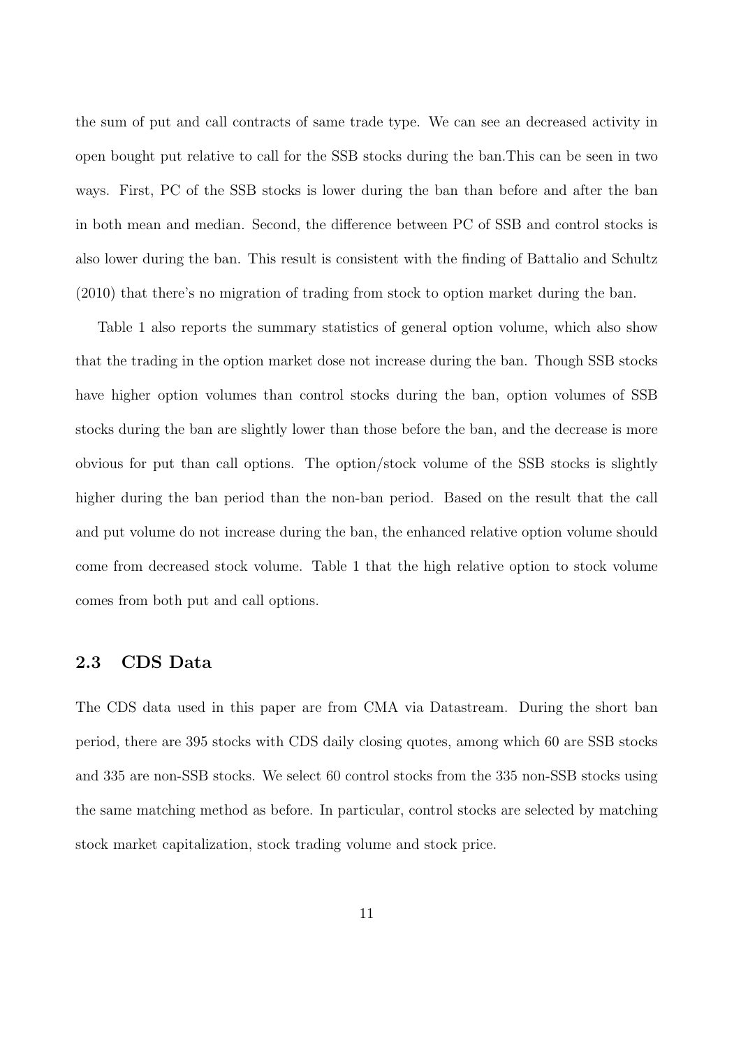the sum of put and call contracts of same trade type. We can see an decreased activity in open bought put relative to call for the SSB stocks during the ban.This can be seen in two ways. First, PC of the SSB stocks is lower during the ban than before and after the ban in both mean and median. Second, the difference between PC of SSB and control stocks is also lower during the ban. This result is consistent with the finding of Battalio and Schultz (2010) that there's no migration of trading from stock to option market during the ban.

Table 1 also reports the summary statistics of general option volume, which also show that the trading in the option market dose not increase during the ban. Though SSB stocks have higher option volumes than control stocks during the ban, option volumes of SSB stocks during the ban are slightly lower than those before the ban, and the decrease is more obvious for put than call options. The option/stock volume of the SSB stocks is slightly higher during the ban period than the non-ban period. Based on the result that the call and put volume do not increase during the ban, the enhanced relative option volume should come from decreased stock volume. Table 1 that the high relative option to stock volume comes from both put and call options.

## 2.3 CDS Data

The CDS data used in this paper are from CMA via Datastream. During the short ban period, there are 395 stocks with CDS daily closing quotes, among which 60 are SSB stocks and 335 are non-SSB stocks. We select 60 control stocks from the 335 non-SSB stocks using the same matching method as before. In particular, control stocks are selected by matching stock market capitalization, stock trading volume and stock price.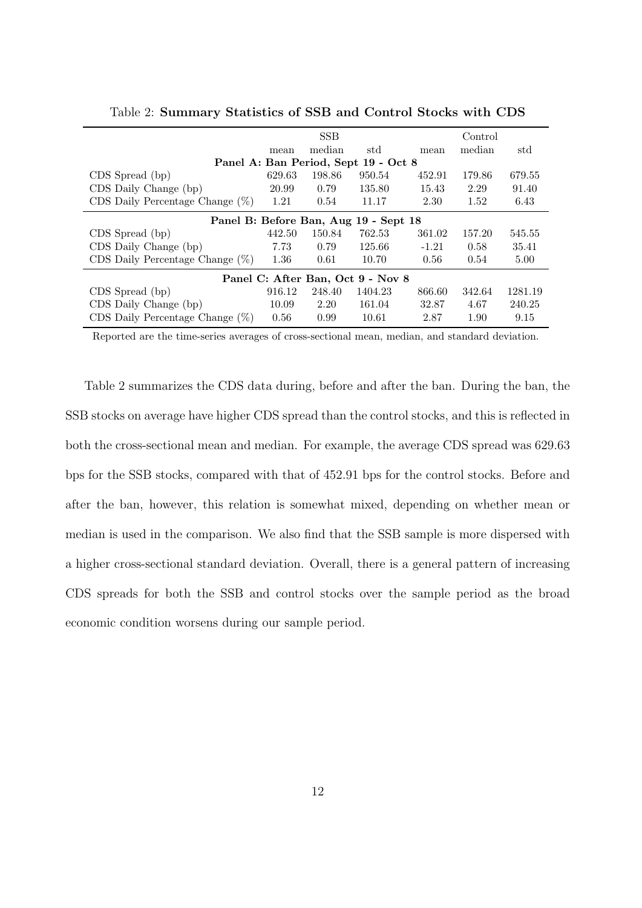Table 2: **Summary Statistics of SSB and Control Stocks with CDS**

| | SSB | | | Control | | |
|---|---|---|---|---|---|---|
| | mean | median | std | mean | median | std |
| **Panel A: Ban Period, Sept 19 - Oct 8** | | | | | | |
| CDS Spread (bp) | 629.63 | 198.86 | 950.54 | 452.91 | 179.86 | 679.55 |
| CDS Daily Change (bp) | 20.99 | 0.79 | 135.80 | 15.43 | 2.29 | 91.40 |
| CDS Daily Percentage Change (%) | 1.21 | 0.54 | 11.17 | 2.30 | 1.52 | 6.43 |
| **Panel B: Before Ban, Aug 19 - Sept 18** | | | | | | |
| CDS Spread (bp) | 442.50 | 150.84 | 762.53 | 361.02 | 157.20 | 545.55 |
| CDS Daily Change (bp) | 7.73 | 0.79 | 125.66 | -1.21 | 0.58 | 35.41 |
| CDS Daily Percentage Change (%) | 1.36 | 0.61 | 10.70 | 0.56 | 0.54 | 5.00 |
| **Panel C: After Ban, Oct 9 - Nov 8** | | | | | | |
| CDS Spread (bp) | 916.12 | 248.40 | 1404.23 | 866.60 | 342.64 | 1281.19 |
| CDS Daily Change (bp) | 10.09 | 2.20 | 161.04 | 32.87 | 4.67 | 240.25 |
| CDS Daily Percentage Change (%) | 0.56 | 0.99 | 10.61 | 2.87 | 1.90 | 9.15 |

Reported are the time-series averages of cross-sectional mean, median, and standard deviation.

Table 2 summarizes the CDS data during, before and after the ban. During the ban, the SSB stocks on average have higher CDS spread than the control stocks, and this is reflected in both the cross-sectional mean and median. For example, the average CDS spread was 629.63 bps for the SSB stocks, compared with that of 452.91 bps for the control stocks. Before and after the ban, however, this relation is somewhat mixed, depending on whether mean or median is used in the comparison. We also find that the SSB sample is more dispersed with a higher cross-sectional standard deviation. Overall, there is a general pattern of increasing CDS spreads for both the SSB and control stocks over the sample period as the broad economic condition worsens during our sample period.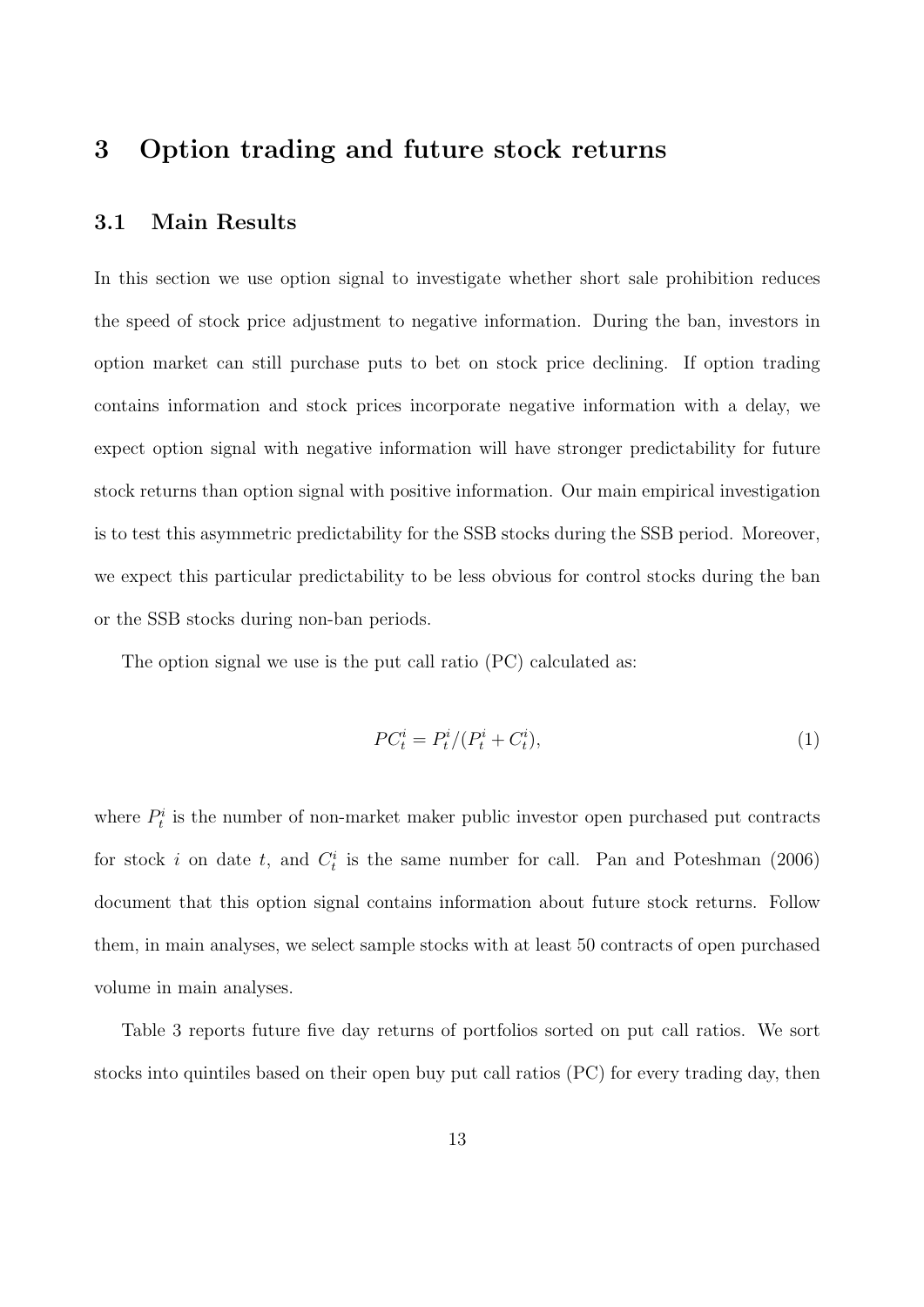# 3 Option trading and future stock returns

## 3.1 Main Results

In this section we use option signal to investigate whether short sale prohibition reduces the speed of stock price adjustment to negative information. During the ban, investors in option market can still purchase puts to bet on stock price declining. If option trading contains information and stock prices incorporate negative information with a delay, we expect option signal with negative information will have stronger predictability for future stock returns than option signal with positive information. Our main empirical investigation is to test this asymmetric predictability for the SSB stocks during the SSB period. Moreover, we expect this particular predictability to be less obvious for control stocks during the ban or the SSB stocks during non-ban periods.

The option signal we use is the put call ratio (PC) calculated as:

$$PC_t^i = P_t^i/(P_t^i + C_t^i), \tag{1}$$

where $P_t^i$ is the number of non-market maker public investor open purchased put contracts for stock $i$ on date $t$, and $C_t^i$ is the same number for call. Pan and Poteshman (2006) document that this option signal contains information about future stock returns. Follow them, in main analyses, we select sample stocks with at least 50 contracts of open purchased volume in main analyses.

Table 3 reports future five day returns of portfolios sorted on put call ratios. We sort stocks into quintiles based on their open buy put call ratios (PC) for every trading day, then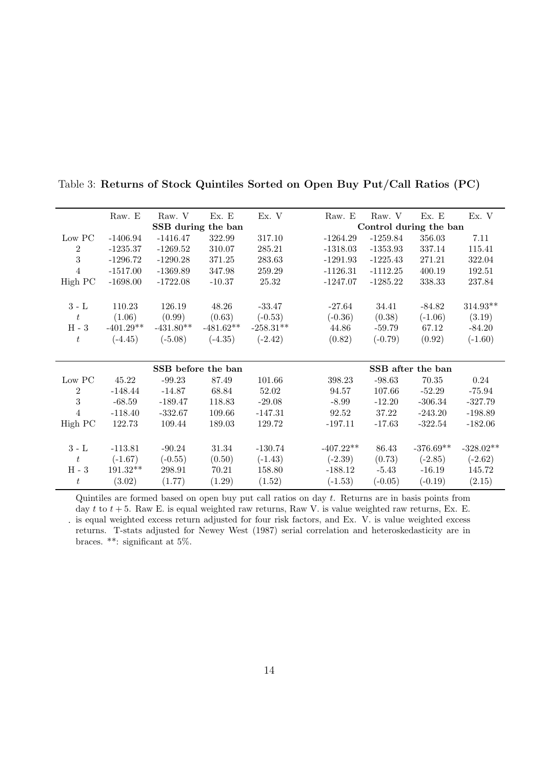Table 3: **Returns of Stock Quintiles Sorted on Open Buy Put/Call Ratios (PC)**

| | Raw. E | Raw. V | Ex. E | Ex. V | Raw. E | Raw. V | Ex. E | Ex. V |
|---|---|---|---|---|---|---|---|---|
| | **SSB during the ban** | | | | **Control during the ban** | | | |
| Low PC | -1406.94 | -1416.47 | 322.99 | 317.10 | -1264.29 | -1259.84 | 356.03 | 7.11 |
| 2 | -1235.37 | -1269.52 | 310.07 | 285.21 | -1318.03 | -1353.93 | 337.14 | 115.41 |
| 3 | -1296.72 | -1290.28 | 371.25 | 283.63 | -1291.93 | -1225.43 | 271.21 | 322.04 |
| 4 | -1517.00 | -1369.89 | 347.98 | 259.29 | -1126.31 | -1112.25 | 400.19 | 192.51 |
| High PC | -1698.00 | -1722.08 | -10.37 | 25.32 | -1247.07 | -1285.22 | 338.33 | 237.84 |
| 3 - L | 110.23 | 126.19 | 48.26 | -33.47 | -27.64 | 34.41 | -84.82 | 314.93** |
| $t$ | (1.06) | (0.99) | (0.63) | (-0.53) | (-0.36) | (0.38) | (-1.06) | (3.19) |
| H - 3 | -401.29** | -431.80** | -481.62** | -258.31** | 44.86 | -59.79 | 67.12 | -84.20 |
| $t$ | (-4.45) | (-5.08) | (-4.35) | (-2.42) | (0.82) | (-0.79) | (0.92) | (-1.60) |
| | **SSB before the ban** | | | | **SSB after the ban** | | | |
| Low PC | 45.22 | -99.23 | 87.49 | 101.66 | 398.23 | -98.63 | 70.35 | 0.24 |
| 2 | -148.44 | -14.87 | 68.84 | 52.02 | 94.57 | 107.66 | -52.29 | -75.94 |
| 3 | -68.59 | -189.47 | 118.83 | -29.08 | -8.99 | -12.20 | -306.34 | -327.79 |
| 4 | -118.40 | -332.67 | 109.66 | -147.31 | 92.52 | 37.22 | -243.20 | -198.89 |
| High PC | 122.73 | 109.44 | 189.03 | 129.72 | -197.11 | -17.63 | -322.54 | -182.06 |
| 3 - L | -113.81 | -90.24 | 31.34 | -130.74 | -407.22** | 86.43 | -376.69** | -328.02** |
| $t$ | (-1.67) | (-0.55) | (0.50) | (-1.43) | (-2.39) | (0.73) | (-2.85) | (-2.62) |
| H - 3 | 191.32** | 298.91 | 70.21 | 158.80 | -188.12 | -5.43 | -16.19 | 145.72 |
| $t$ | (3.02) | (1.77) | (1.29) | (1.52) | (-1.53) | (-0.05) | (-0.19) | (2.15) |

Quintiles are formed based on open buy put call ratios on day $t$. Returns are in basis points from day $t$ to $t+5$. Raw E. is equal weighted raw returns, Raw V. is value weighted raw returns, Ex. E. is equal weighted excess return adjusted for four risk factors, and Ex. V. is value weighted excess returns. T-stats adjusted for Newey West (1987) serial correlation and heteroskedasticity are in braces. **: significant at 5%.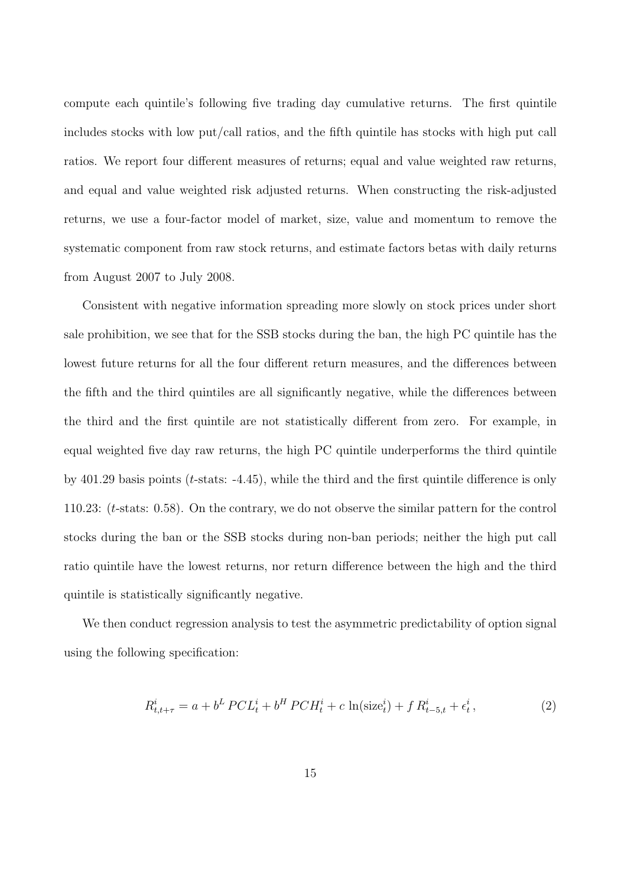compute each quintile's following five trading day cumulative returns. The first quintile includes stocks with low put/call ratios, and the fifth quintile has stocks with high put call ratios. We report four different measures of returns; equal and value weighted raw returns, and equal and value weighted risk adjusted returns. When constructing the risk-adjusted returns, we use a four-factor model of market, size, value and momentum to remove the systematic component from raw stock returns, and estimate factors betas with daily returns from August 2007 to July 2008.

Consistent with negative information spreading more slowly on stock prices under short sale prohibition, we see that for the SSB stocks during the ban, the high PC quintile has the lowest future returns for all the four different return measures, and the differences between the fifth and the third quintiles are all significantly negative, while the differences between the third and the first quintile are not statistically different from zero. For example, in equal weighted five day raw returns, the high PC quintile underperforms the third quintile by 401.29 basis points ($t$-stats: -4.45), while the third and the first quintile difference is only 110.23: ($t$-stats: 0.58). On the contrary, we do not observe the similar pattern for the control stocks during the ban or the SSB stocks during non-ban periods; neither the high put call ratio quintile have the lowest returns, nor return difference between the high and the third quintile is statistically significantly negative.

We then conduct regression analysis to test the asymmetric predictability of option signal using the following specification:

$$R^i_{t,t+\tau} = a + b^L \, PCL^i_t + b^H \, PCH^i_t + c \, \ln(\text{size}^i_t) + f \, R^i_{t-5,t} + \epsilon^i_t \,, \tag{2}$$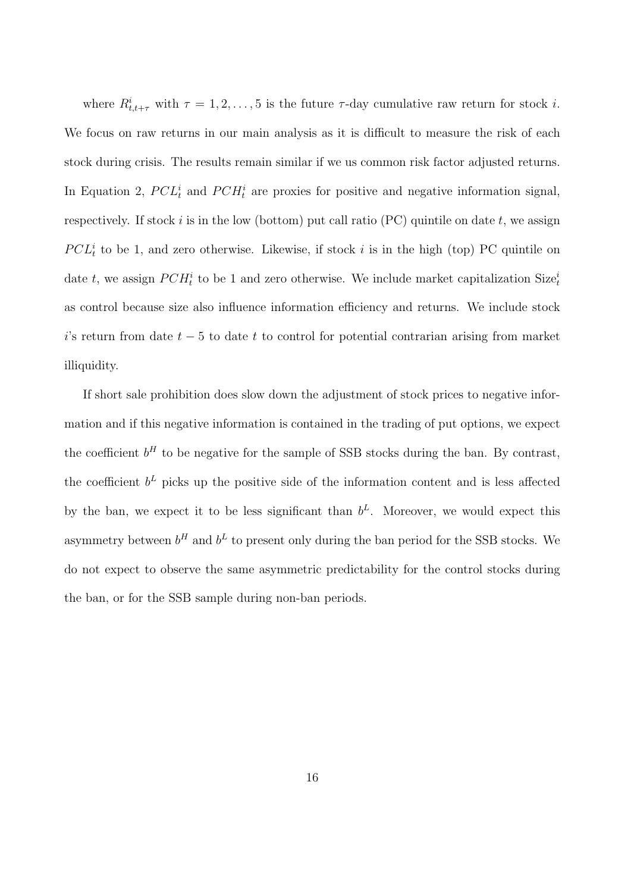where $R^i_{t,t+\tau}$ with $\tau = 1, 2, \ldots, 5$ is the future $\tau$-day cumulative raw return for stock $i$. We focus on raw returns in our main analysis as it is difficult to measure the risk of each stock during crisis. The results remain similar if we us common risk factor adjusted returns. In Equation 2, $PCL^i_t$ and $PCH^i_t$ are proxies for positive and negative information signal, respectively. If stock $i$ is in the low (bottom) put call ratio (PC) quintile on date $t$, we assign $PCL^i_t$ to be 1, and zero otherwise. Likewise, if stock $i$ is in the high (top) PC quintile on date $t$, we assign $PCH^i_t$ to be 1 and zero otherwise. We include market capitalization $\text{Size}^i_t$ as control because size also influence information efficiency and returns. We include stock $i$'s return from date $t-5$ to date $t$ to control for potential contrarian arising from market illiquidity.

If short sale prohibition does slow down the adjustment of stock prices to negative information and if this negative information is contained in the trading of put options, we expect the coefficient $b^H$ to be negative for the sample of SSB stocks during the ban. By contrast, the coefficient $b^L$ picks up the positive side of the information content and is less affected by the ban, we expect it to be less significant than $b^L$. Moreover, we would expect this asymmetry between $b^H$ and $b^L$ to present only during the ban period for the SSB stocks. We do not expect to observe the same asymmetric predictability for the control stocks during the ban, or for the SSB sample during non-ban periods.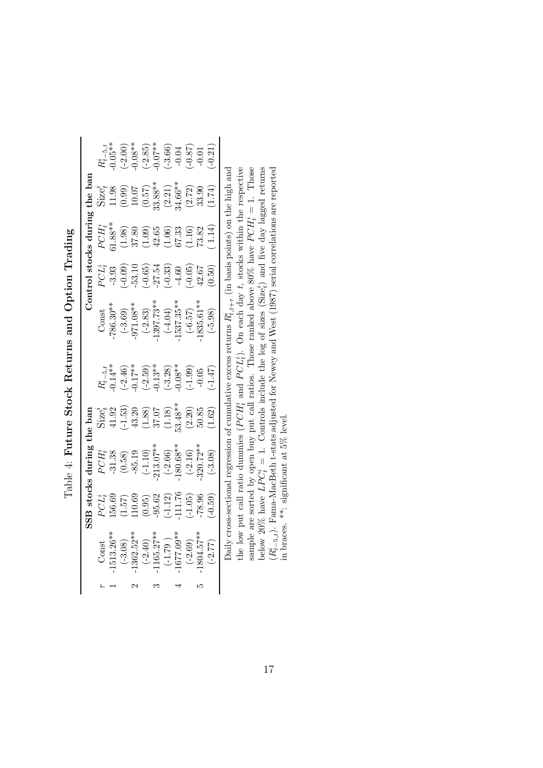# Table 4: **Future Stock Returns and Option Trading**

| | **SSB stocks during the ban** | | | | | **Control stocks during the ban** | | | | |
|---|---|---|---|---|---|---|---|---|---|---|
| $\tau$ | Const | $PCL_t^i$ | $PCH_t^i$ | Size$_t^i$ | $R_{t-5,t}^i$ | Const | $PCL_t^i$ | $PCH_t^i$ | Size$_t^i$ | $R_{t-5,t}^i$ |
| 1 | -1513.26** | 156.69 | -31.38 | 41.92 | -0.14** | -786.30** | -3.93 | 61.88** | 11.98 | -0.05** |
| | (-3.08) | (1.57) | (0.58) | (-1.53) | (-2.46) | (-3.69) | (-0.09) | (1.98) | (0.99) | (-2.00) |
| 2 | -1362.52** | 110.69 | -85.19 | 43.20 | -0.17** | -971.08** | -53.10 | 37.80 | 10.07 | -0.08** |
| | (-2.40) | (0.95) | (-1.10) | (1.88) | (-2.59) | (-2.83) | (-0.65) | (1.09) | (0.57) | (-2.85) |
| 3 | -1165.27** | -95.62 | -213.07** | 37.07 | -0.13** | -1397.73** | -27.54 | 42.65 | 33.88** | -0.07** |
| | (-1.79 ) | (-1.12) | (-2.66) | (1.18) | (-3.28) | (-4.04) | (-0.33) | (1.06) | (2.21) | (-3.66) |
| 4 | -1677.09** | -111.76 | -180.68** | 53.48** | -0.08** | -1537.35** | -4.60 | 67.33 | 34.66** | -0.04 |
| | (-2.69) | (-1.05) | (-2.16) | (2.20) | (-1.99) | (-6.57) | (-0.05) | (1.16) | (2.72) | (-0.87) |
| 5 | -1804.57** | -78.96 | -320.72** | 50.85 | -0.05 | -1835.61** | 42.67 | 73.82 | 33.90 | -0.01 |
| | (-2.77) | (-0.59) | (-3.08) | (1.62) | (-1.47) | (-5.98) | (0.50) | ( 1.14) | (1.74) | (-0.21) |

Daily cross-sectional regression of cumulative excess returns $R_{t,t+\tau}^i$ (in basis points) on the high and the low put call ratio dummies ($PCH_t^i$ and $PCL_t^i$). On each day $t$, stocks within the respective sample are sorted by open buy put call ratios. Those ranked above 80% have $PCH_t^i = 1$. Those below 20% have $LPC_t^i = 1$. Controls include the log of sizes (Size$_t^i$) and five day lagged returns ($R_{t-5,t}^i$). Fama-MacBeth t-stats adjusted for Newey and West (1987) serial correlations are reported in braces. **: significant at 5% level.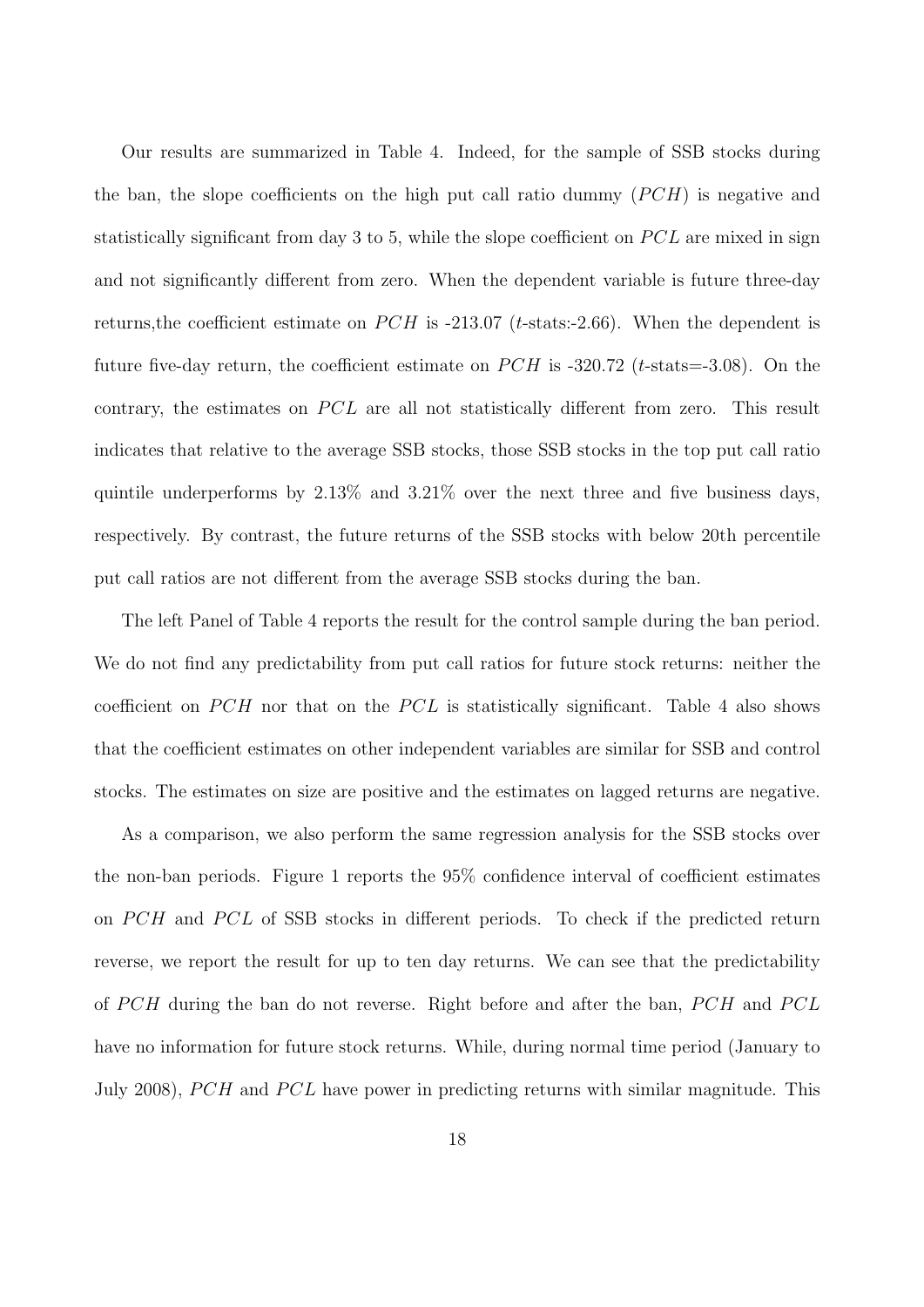Our results are summarized in Table 4. Indeed, for the sample of SSB stocks during the ban, the slope coefficients on the high put call ratio dummy ($PCH$) is negative and statistically significant from day 3 to 5, while the slope coefficient on $PCL$ are mixed in sign and not significantly different from zero. When the dependent variable is future three-day returns,the coefficient estimate on $PCH$ is -213.07 ($t$-stats:-2.66). When the dependent is future five-day return, the coefficient estimate on $PCH$ is -320.72 ($t$-stats=-3.08). On the contrary, the estimates on $PCL$ are all not statistically different from zero. This result indicates that relative to the average SSB stocks, those SSB stocks in the top put call ratio quintile underperforms by 2.13% and 3.21% over the next three and five business days, respectively. By contrast, the future returns of the SSB stocks with below 20th percentile put call ratios are not different from the average SSB stocks during the ban.

The left Panel of Table 4 reports the result for the control sample during the ban period. We do not find any predictability from put call ratios for future stock returns: neither the coefficient on $PCH$ nor that on the $PCL$ is statistically significant. Table 4 also shows that the coefficient estimates on other independent variables are similar for SSB and control stocks. The estimates on size are positive and the estimates on lagged returns are negative.

As a comparison, we also perform the same regression analysis for the SSB stocks over the non-ban periods. Figure 1 reports the 95% confidence interval of coefficient estimates on $PCH$ and $PCL$ of SSB stocks in different periods. To check if the predicted return reverse, we report the result for up to ten day returns. We can see that the predictability of $PCH$ during the ban do not reverse. Right before and after the ban, $PCH$ and $PCL$ have no information for future stock returns. While, during normal time period (January to July 2008), $PCH$ and $PCL$ have power in predicting returns with similar magnitude. This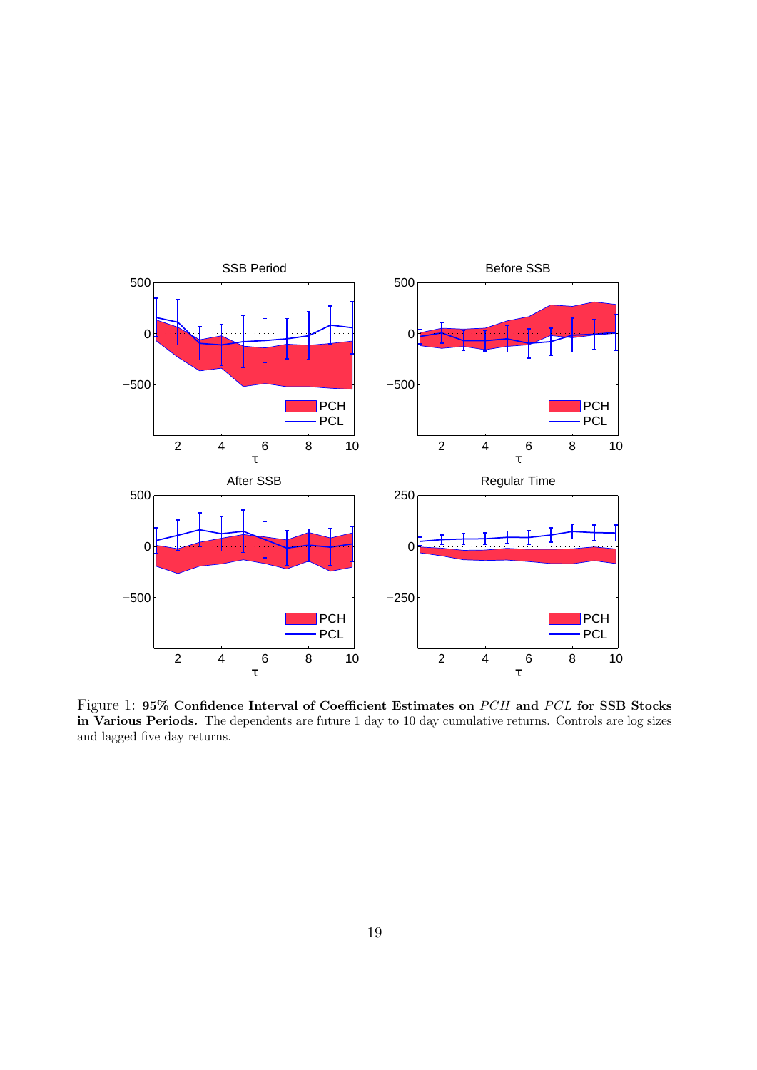Figure 1: **95% Confidence Interval of Coefficient Estimates on $PCH$ and $PCL$ for SSB Stocks in Various Periods.** The dependents are future 1 day to 10 day cumulative returns. Controls are log sizes and lagged five day returns.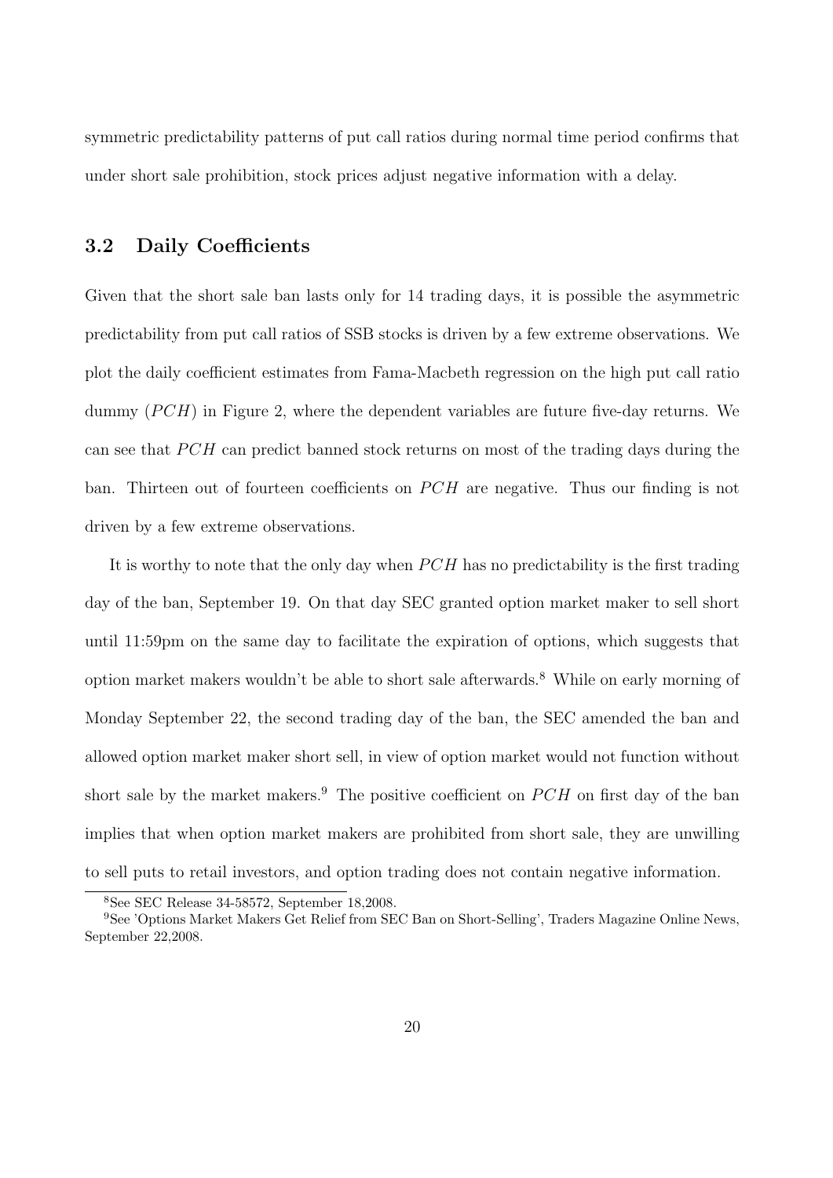symmetric predictability patterns of put call ratios during normal time period confirms that under short sale prohibition, stock prices adjust negative information with a delay.

### 3.2 Daily Coefficients

Given that the short sale ban lasts only for 14 trading days, it is possible the asymmetric predictability from put call ratios of SSB stocks is driven by a few extreme observations. We plot the daily coefficient estimates from Fama-Macbeth regression on the high put call ratio dummy ($PCH$) in Figure 2, where the dependent variables are future five-day returns. We can see that $PCH$ can predict banned stock returns on most of the trading days during the ban. Thirteen out of fourteen coefficients on $PCH$ are negative. Thus our finding is not driven by a few extreme observations.

It is worthy to note that the only day when $PCH$ has no predictability is the first trading day of the ban, September 19. On that day SEC granted option market maker to sell short until 11:59pm on the same day to facilitate the expiration of options, which suggests that option market makers wouldn't be able to short sale afterwards.[8] While on early morning of Monday September 22, the second trading day of the ban, the SEC amended the ban and allowed option market maker short sell, in view of option market would not function without short sale by the market makers.[9] The positive coefficient on $PCH$ on first day of the ban implies that when option market makers are prohibited from short sale, they are unwilling to sell puts to retail investors, and option trading does not contain negative information.

[8]See SEC Release 34-58572, September 18,2008.

[9]See 'Options Market Makers Get Relief from SEC Ban on Short-Selling', Traders Magazine Online News, September 22,2008.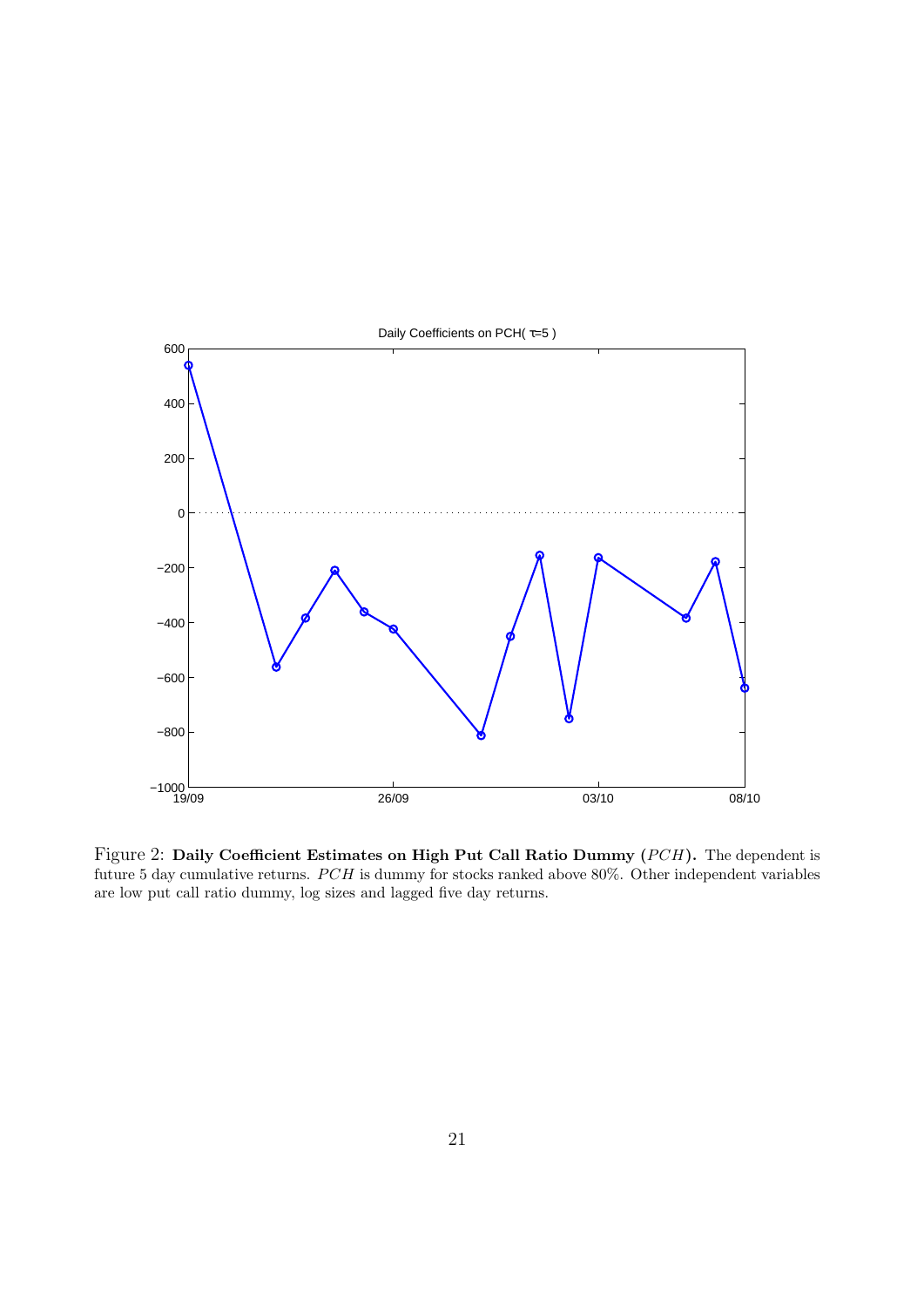Figure 2: **Daily Coefficient Estimates on High Put Call Ratio Dummy ($PCH$).** The dependent is future 5 day cumulative returns. $PCH$ is dummy for stocks ranked above 80%. Other independent variables are low put call ratio dummy, log sizes and lagged five day returns.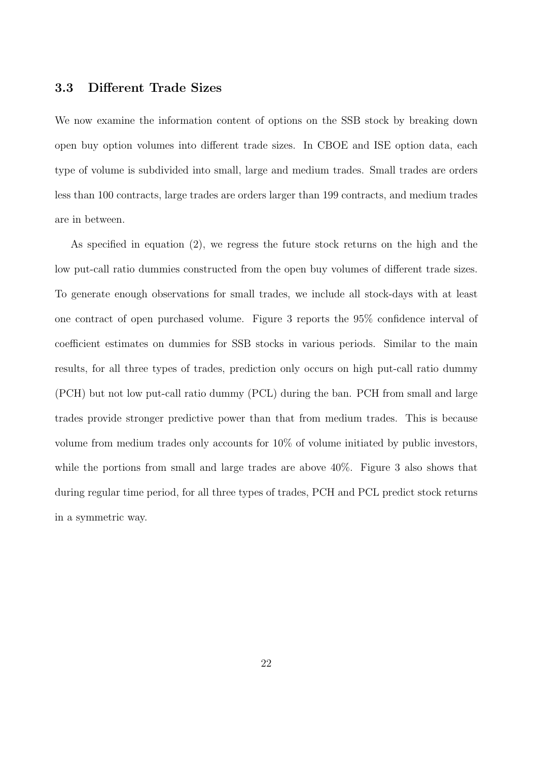### 3.3 Different Trade Sizes

We now examine the information content of options on the SSB stock by breaking down open buy option volumes into different trade sizes. In CBOE and ISE option data, each type of volume is subdivided into small, large and medium trades. Small trades are orders less than 100 contracts, large trades are orders larger than 199 contracts, and medium trades are in between.

As specified in equation (2), we regress the future stock returns on the high and the low put-call ratio dummies constructed from the open buy volumes of different trade sizes. To generate enough observations for small trades, we include all stock-days with at least one contract of open purchased volume. Figure 3 reports the 95% confidence interval of coefficient estimates on dummies for SSB stocks in various periods. Similar to the main results, for all three types of trades, prediction only occurs on high put-call ratio dummy (PCH) but not low put-call ratio dummy (PCL) during the ban. PCH from small and large trades provide stronger predictive power than that from medium trades. This is because volume from medium trades only accounts for 10% of volume initiated by public investors, while the portions from small and large trades are above 40%. Figure 3 also shows that during regular time period, for all three types of trades, PCH and PCL predict stock returns in a symmetric way.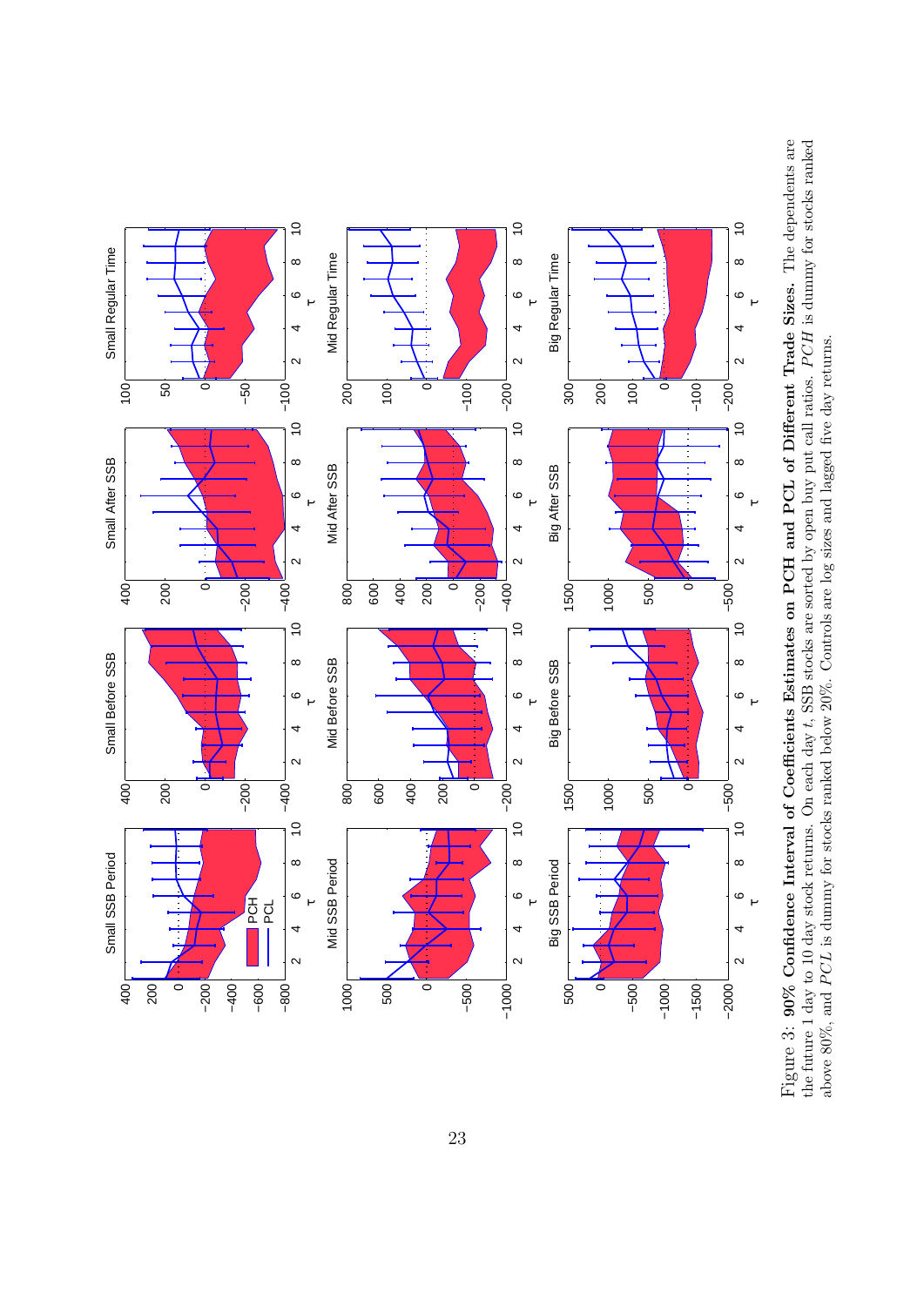Figure 3: **90% Confidence Interval of Coefficients Estimates on PCH and PCL of Different Trade Sizes.** The dependents are the future 1 day to 10 day stock returns. On each day $t$, SSB stocks are sorted by open buy put call ratios. $PCH$ is dummy for stocks ranked above 80%, and $PCL$ is dummy for stocks ranked below 20%. Controls are log sizes and lagged five day returns.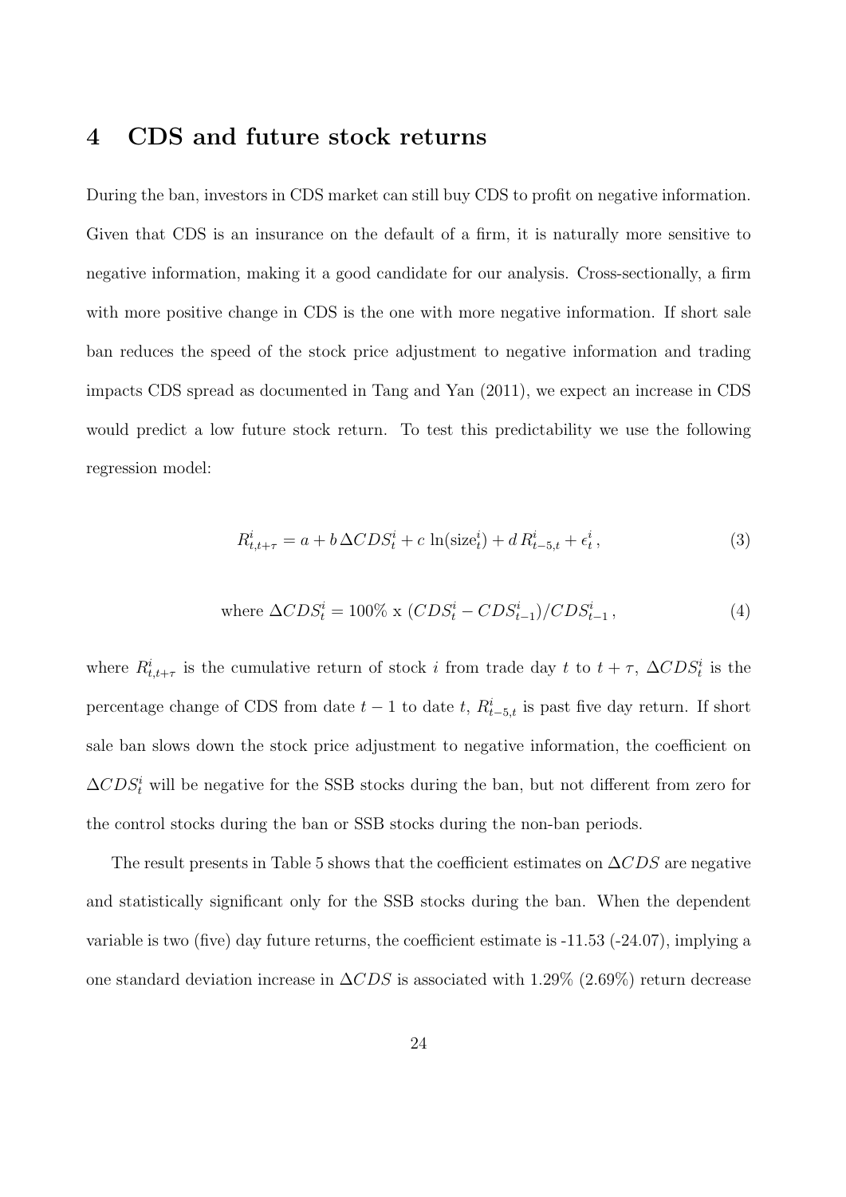## 4 CDS and future stock returns

During the ban, investors in CDS market can still buy CDS to profit on negative information. Given that CDS is an insurance on the default of a firm, it is naturally more sensitive to negative information, making it a good candidate for our analysis. Cross-sectionally, a firm with more positive change in CDS is the one with more negative information. If short sale ban reduces the speed of the stock price adjustment to negative information and trading impacts CDS spread as documented in Tang and Yan (2011), we expect an increase in CDS would predict a low future stock return. To test this predictability we use the following regression model:

$$R^i_{t,t+\tau} = a + b\,\Delta CDS^i_t + c\,\ln(\text{size}^i_t) + d\,R^i_{t-5,t} + \epsilon^i_t\,, \tag{3}$$

$$\text{where } \Delta CDS^i_t = 100\% \text{ x } (CDS^i_t - CDS^i_{t-1})/CDS^i_{t-1}\,, \tag{4}$$

where $R^i_{t,t+\tau}$ is the cumulative return of stock $i$ from trade day $t$ to $t+\tau$, $\Delta CDS^i_t$ is the percentage change of CDS from date $t-1$ to date $t$, $R^i_{t-5,t}$ is past five day return. If short sale ban slows down the stock price adjustment to negative information, the coefficient on $\Delta CDS^i_t$ will be negative for the SSB stocks during the ban, but not different from zero for the control stocks during the ban or SSB stocks during the non-ban periods.

The result presents in Table 5 shows that the coefficient estimates on $\Delta CDS$ are negative and statistically significant only for the SSB stocks during the ban. When the dependent variable is two (five) day future returns, the coefficient estimate is -11.53 (-24.07), implying a one standard deviation increase in $\Delta CDS$ is associated with 1.29% (2.69%) return decrease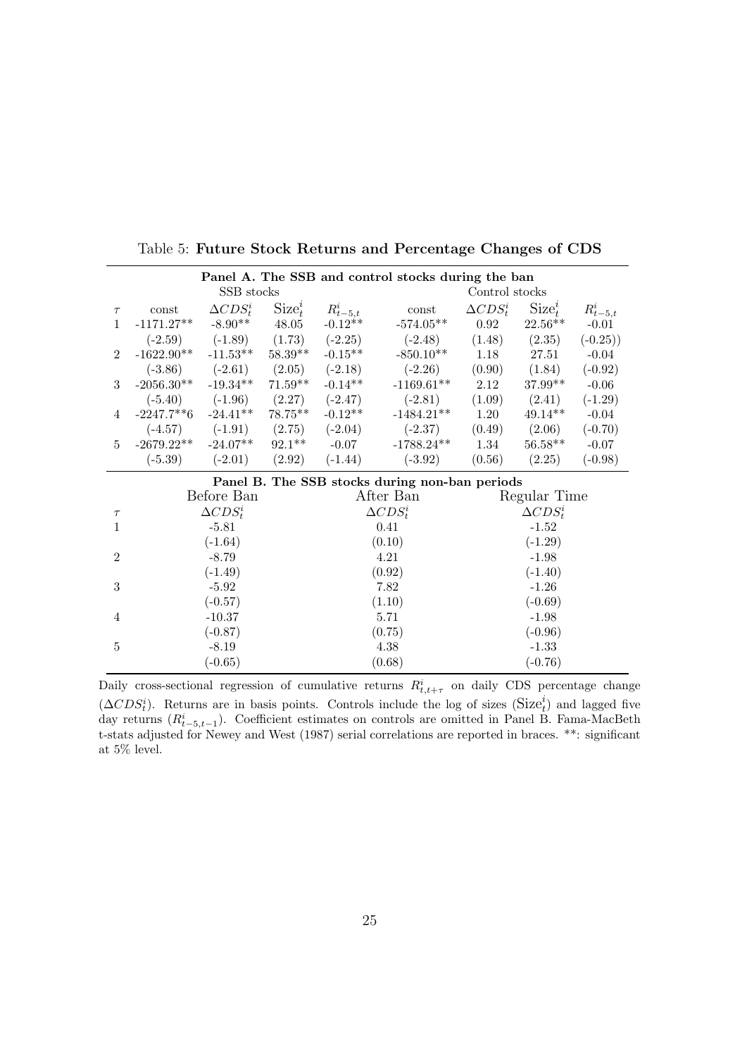Table 5: **Future Stock Returns and Percentage Changes of CDS**

| | **Panel A. The SSB and control stocks during the ban** | | | | | | | |
|---|---|---|---|---|---|---|---|---|
| | SSB stocks | | | | Control stocks | | | |
| $\tau$ | const | $\Delta CDS_t^i$ | $\text{Size}_t^i$ | $R_{t-5,t}^i$ | const | $\Delta CDS_t^i$ | $\text{Size}_t^i$ | $R_{t-5,t}^i$ |
| 1 | -1171.27** | -8.90** | 48.05 | -0.12** | -574.05** | 0.92 | 22.56** | -0.01 |
| | (-2.59) | (-1.89) | (1.73) | (-2.25) | (-2.48) | (1.48) | (2.35) | (-0.25)) |
| 2 | -1622.90** | -11.53** | 58.39** | -0.15** | -850.10** | 1.18 | 27.51 | -0.04 |
| | (-3.86) | (-2.61) | (2.05) | (-2.18) | (-2.26) | (0.90) | (1.84) | (-0.92) |
| 3 | -2056.30** | -19.34** | 71.59** | -0.14** | -1169.61** | 2.12 | 37.99** | -0.06 |
| | (-5.40) | (-1.96) | (2.27) | (-2.47) | (-2.81) | (1.09) | (2.41) | (-1.29) |
| 4 | -2247.7**6 | -24.41** | 78.75** | -0.12** | -1484.21** | 1.20 | 49.14** | -0.04 |
| | (-4.57) | (-1.91) | (2.75) | (-2.04) | (-2.37) | (0.49) | (2.06) | (-0.70) |
| 5 | -2679.22** | -24.07** | 92.1** | -0.07 | -1788.24** | 1.34 | 56.58** | -0.07 |
| | (-5.39) | (-2.01) | (2.92) | (-1.44) | (-3.92) | (0.56) | (2.25) | (-0.98) |

| | **Panel B. The SSB stocks during non-ban periods** | | |
|---|---|---|---|
| | Before Ban | After Ban | Regular Time |
| $\tau$ | $\Delta CDS_t^i$ | $\Delta CDS_t^i$ | $\Delta CDS_t^i$ |
| 1 | -5.81 | 0.41 | -1.52 |
| | (-1.64) | (0.10) | (-1.29) |
| 2 | -8.79 | 4.21 | -1.98 |
| | (-1.49) | (0.92) | (-1.40) |
| 3 | -5.92 | 7.82 | -1.26 |
| | (-0.57) | (1.10) | (-0.69) |
| 4 | -10.37 | 5.71 | -1.98 |
| | (-0.87) | (0.75) | (-0.96) |
| 5 | -8.19 | 4.38 | -1.33 |
| | (-0.65) | (0.68) | (-0.76) |

Daily cross-sectional regression of cumulative returns $R_{t,t+\tau}^i$ on daily CDS percentage change ($\Delta CDS_t^i$). Returns are in basis points. Controls include the log of sizes ($\text{Size}_t^i$) and lagged five day returns ($R_{t-5,t-1}^i$). Coefficient estimates on controls are omitted in Panel B. Fama-MacBeth t-stats adjusted for Newey and West (1987) serial correlations are reported in braces. **: significant at 5% level.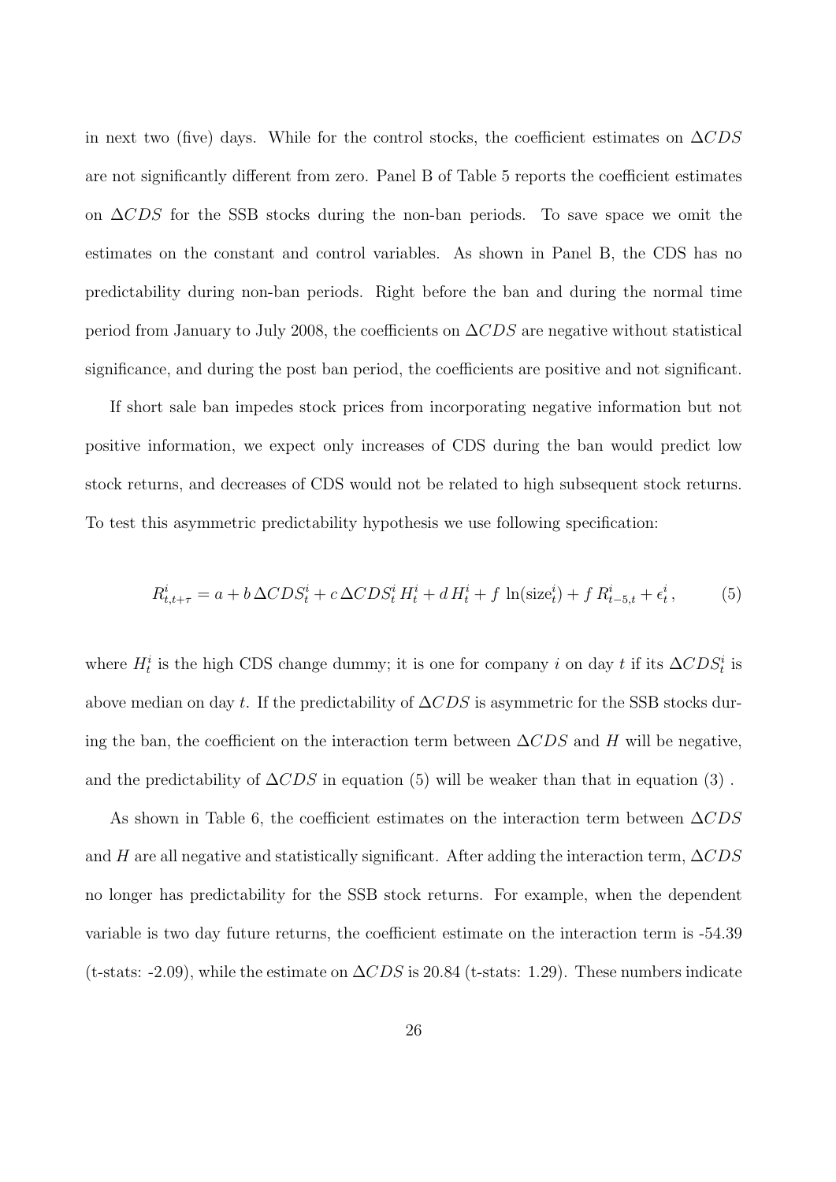in next two (five) days. While for the control stocks, the coefficient estimates on $\Delta CDS$ are not significantly different from zero. Panel B of Table 5 reports the coefficient estimates on $\Delta CDS$ for the SSB stocks during the non-ban periods. To save space we omit the estimates on the constant and control variables. As shown in Panel B, the CDS has no predictability during non-ban periods. Right before the ban and during the normal time period from January to July 2008, the coefficients on $\Delta CDS$ are negative without statistical significance, and during the post ban period, the coefficients are positive and not significant.

If short sale ban impedes stock prices from incorporating negative information but not positive information, we expect only increases of CDS during the ban would predict low stock returns, and decreases of CDS would not be related to high subsequent stock returns. To test this asymmetric predictability hypothesis we use following specification:

$$R^i_{t,t+\tau} = a + b\,\Delta CDS^i_t + c\,\Delta CDS^i_t\,H^i_t + d\,H^i_t + f\,\ln(\text{size}^i_t) + f\,R^i_{t-5,t} + \epsilon^i_t\,, \qquad (5)$$

where $H^i_t$ is the high CDS change dummy; it is one for company $i$ on day $t$ if its $\Delta CDS^i_t$ is above median on day $t$. If the predictability of $\Delta CDS$ is asymmetric for the SSB stocks during the ban, the coefficient on the interaction term between $\Delta CDS$ and $H$ will be negative, and the predictability of $\Delta CDS$ in equation (5) will be weaker than that in equation (3) .

As shown in Table 6, the coefficient estimates on the interaction term between $\Delta CDS$ and $H$ are all negative and statistically significant. After adding the interaction term, $\Delta CDS$ no longer has predictability for the SSB stock returns. For example, when the dependent variable is two day future returns, the coefficient estimate on the interaction term is -54.39 (t-stats: -2.09), while the estimate on $\Delta CDS$ is 20.84 (t-stats: 1.29). These numbers indicate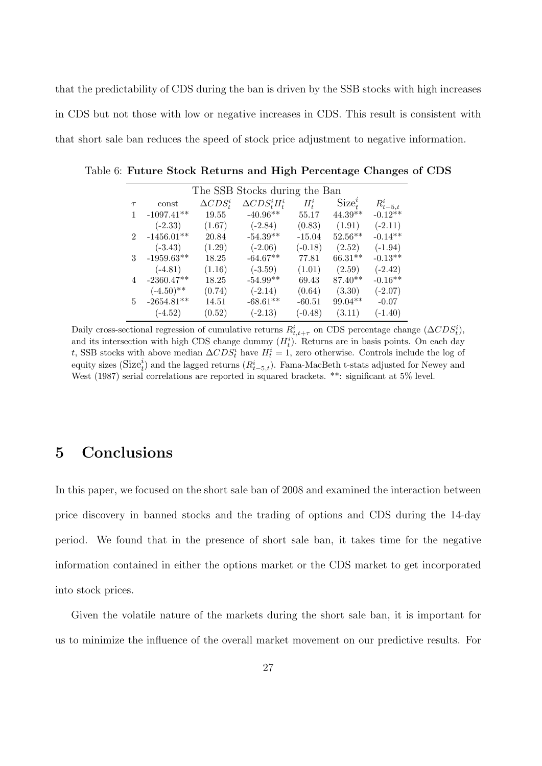that the predictability of CDS during the ban is driven by the SSB stocks with high increases in CDS but not those with low or negative increases in CDS. This result is consistent with that short sale ban reduces the speed of stock price adjustment to negative information.

Table 6: **Future Stock Returns and High Percentage Changes of CDS**

| The SSB Stocks during the Ban | | | | | | |
|---|---|---|---|---|---|---|
| $\tau$ | const | $\Delta CDS_t^i$ | $\Delta CDS_t^i H_t^i$ | $H_t^i$ | $\text{Size}_t^i$ | $R_{t-5,t}^i$ |
| 1 | -1097.41** | 19.55 | -40.96** | 55.17 | 44.39** | -0.12** |
| | (-2.33) | (1.67) | (-2.84) | (0.83) | (1.91) | (-2.11) |
| 2 | -1456.01** | 20.84 | -54.39** | -15.04 | 52.56** | -0.14** |
| | (-3.43) | (1.29) | (-2.06) | (-0.18) | (2.52) | (-1.94) |
| 3 | -1959.63** | 18.25 | -64.67** | 77.81 | 66.31** | -0.13** |
| | (-4.81) | (1.16) | (-3.59) | (1.01) | (2.59) | (-2.42) |
| 4 | -2360.47** | 18.25 | -54.99** | 69.43 | 87.40** | -0.16** |
| | (-4.50)** | (0.74) | (-2.14) | (0.64) | (3.30) | (-2.07) |
| 5 | -2654.81** | 14.51 | -68.61** | -60.51 | 99.04** | -0.07 |
| | (-4.52) | (0.52) | (-2.13) | (-0.48) | (3.11) | (-1.40) |

Daily cross-sectional regression of cumulative returns $R_{t,t+\tau}^i$ on CDS percentage change ($\Delta CDS_t^i$), and its intersection with high CDS change dummy ($H_t^i$). Returns are in basis points. On each day $t$, SSB stocks with above median $\Delta CDS_t^i$ have $H_t^i = 1$, zero otherwise. Controls include the log of equity sizes ($\text{Size}_t^i$) and the lagged returns ($R_{t-5,t}^i$). Fama-MacBeth t-stats adjusted for Newey and West (1987) serial correlations are reported in squared brackets. **: significant at 5% level.

# 5 Conclusions

In this paper, we focused on the short sale ban of 2008 and examined the interaction between price discovery in banned stocks and the trading of options and CDS during the 14-day period. We found that in the presence of short sale ban, it takes time for the negative information contained in either the options market or the CDS market to get incorporated into stock prices.

Given the volatile nature of the markets during the short sale ban, it is important for us to minimize the influence of the overall market movement on our predictive results. For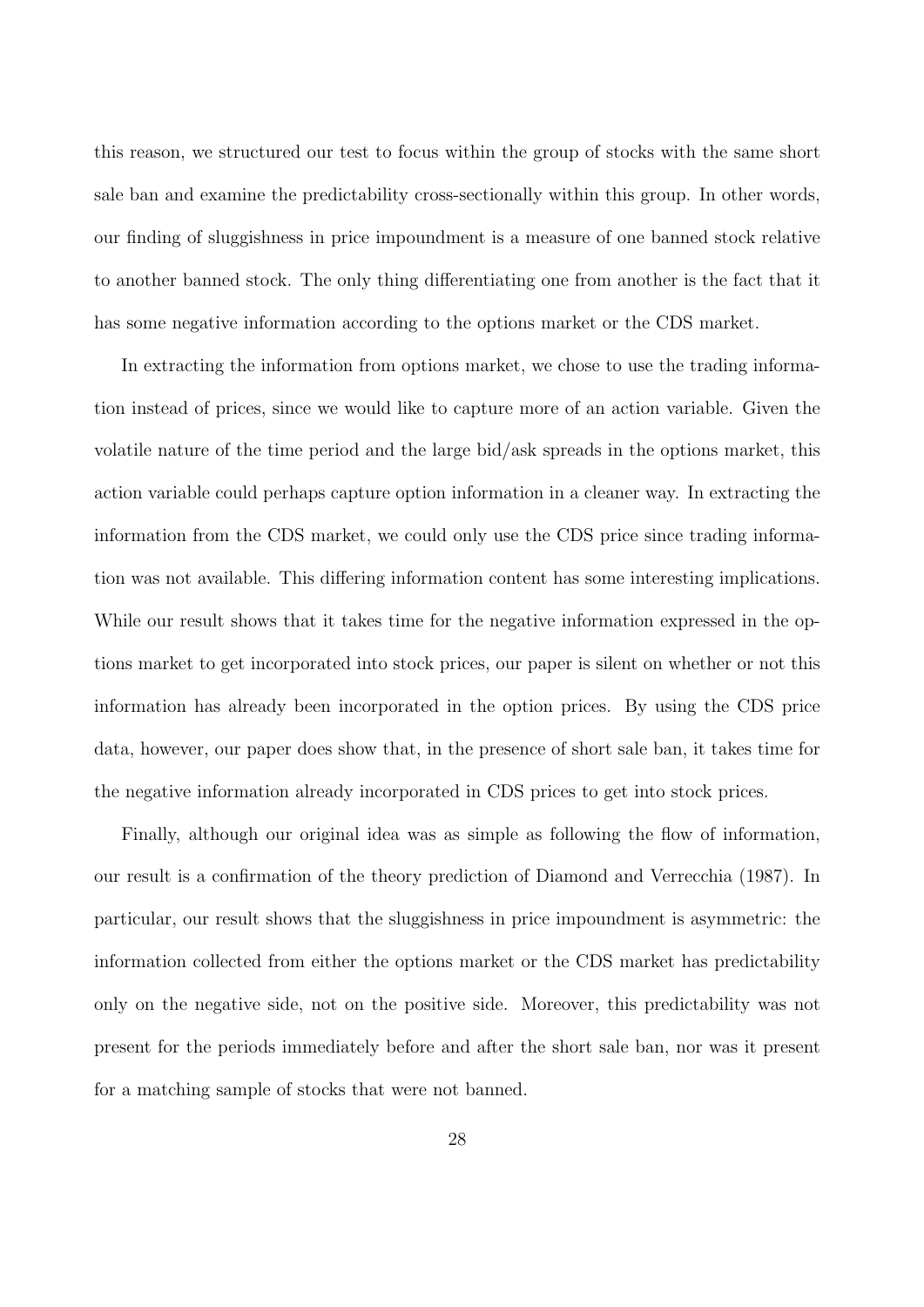this reason, we structured our test to focus within the group of stocks with the same short sale ban and examine the predictability cross-sectionally within this group. In other words, our finding of sluggishness in price impoundment is a measure of one banned stock relative to another banned stock. The only thing differentiating one from another is the fact that it has some negative information according to the options market or the CDS market.

In extracting the information from options market, we chose to use the trading information instead of prices, since we would like to capture more of an action variable. Given the volatile nature of the time period and the large bid/ask spreads in the options market, this action variable could perhaps capture option information in a cleaner way. In extracting the information from the CDS market, we could only use the CDS price since trading information was not available. This differing information content has some interesting implications. While our result shows that it takes time for the negative information expressed in the options market to get incorporated into stock prices, our paper is silent on whether or not this information has already been incorporated in the option prices. By using the CDS price data, however, our paper does show that, in the presence of short sale ban, it takes time for the negative information already incorporated in CDS prices to get into stock prices.

Finally, although our original idea was as simple as following the flow of information, our result is a confirmation of the theory prediction of Diamond and Verrecchia (1987). In particular, our result shows that the sluggishness in price impoundment is asymmetric: the information collected from either the options market or the CDS market has predictability only on the negative side, not on the positive side. Moreover, this predictability was not present for the periods immediately before and after the short sale ban, nor was it present for a matching sample of stocks that were not banned.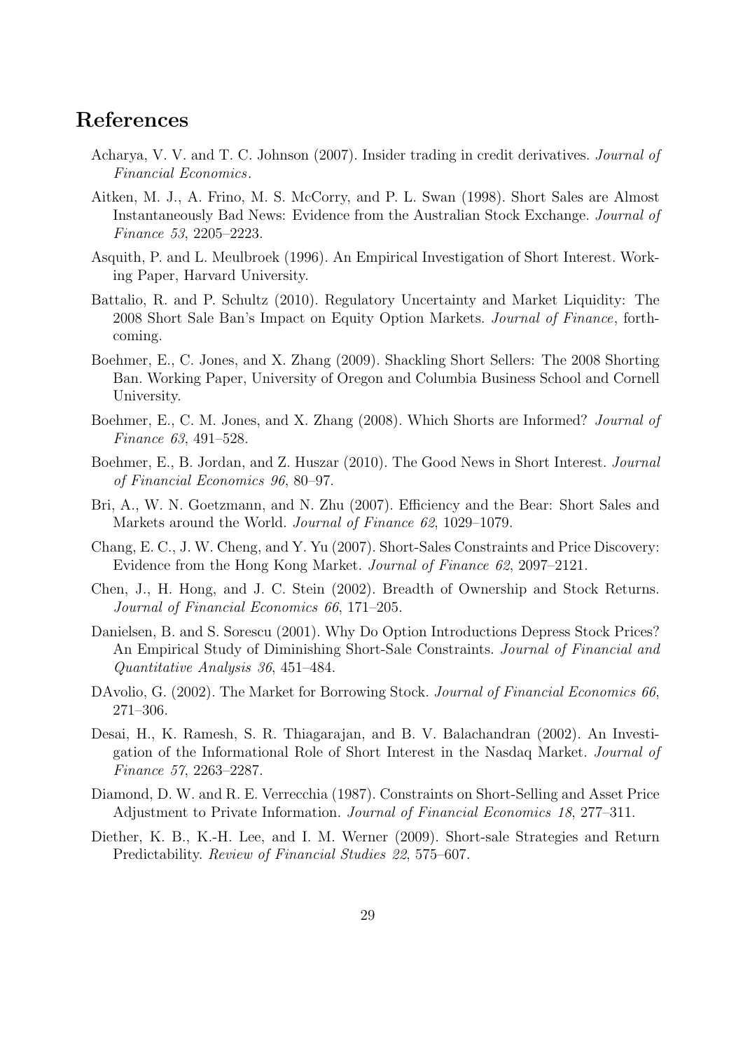# References

Acharya, V. V. and T. C. Johnson (2007). Insider trading in credit derivatives. *Journal of Financial Economics*.

Aitken, M. J., A. Frino, M. S. McCorry, and P. L. Swan (1998). Short Sales are Almost Instantaneously Bad News: Evidence from the Australian Stock Exchange. *Journal of Finance 53*, 2205–2223.

Asquith, P. and L. Meulbroek (1996). An Empirical Investigation of Short Interest. Working Paper, Harvard University.

Battalio, R. and P. Schultz (2010). Regulatory Uncertainty and Market Liquidity: The 2008 Short Sale Ban's Impact on Equity Option Markets. *Journal of Finance*, forthcoming.

Boehmer, E., C. Jones, and X. Zhang (2009). Shackling Short Sellers: The 2008 Shorting Ban. Working Paper, University of Oregon and Columbia Business School and Cornell University.

Boehmer, E., C. M. Jones, and X. Zhang (2008). Which Shorts are Informed? *Journal of Finance 63*, 491–528.

Boehmer, E., B. Jordan, and Z. Huszar (2010). The Good News in Short Interest. *Journal of Financial Economics 96*, 80–97.

Bri, A., W. N. Goetzmann, and N. Zhu (2007). Efficiency and the Bear: Short Sales and Markets around the World. *Journal of Finance 62*, 1029–1079.

Chang, E. C., J. W. Cheng, and Y. Yu (2007). Short-Sales Constraints and Price Discovery: Evidence from the Hong Kong Market. *Journal of Finance 62*, 2097–2121.

Chen, J., H. Hong, and J. C. Stein (2002). Breadth of Ownership and Stock Returns. *Journal of Financial Economics 66*, 171–205.

Danielsen, B. and S. Sorescu (2001). Why Do Option Introductions Depress Stock Prices? An Empirical Study of Diminishing Short-Sale Constraints. *Journal of Financial and Quantitative Analysis 36*, 451–484.

DAvolio, G. (2002). The Market for Borrowing Stock. *Journal of Financial Economics 66*, 271–306.

Desai, H., K. Ramesh, S. R. Thiagarajan, and B. V. Balachandran (2002). An Investigation of the Informational Role of Short Interest in the Nasdaq Market. *Journal of Finance 57*, 2263–2287.

Diamond, D. W. and R. E. Verrecchia (1987). Constraints on Short-Selling and Asset Price Adjustment to Private Information. *Journal of Financial Economics 18*, 277–311.

Diether, K. B., K.-H. Lee, and I. M. Werner (2009). Short-sale Strategies and Return Predictability. *Review of Financial Studies 22*, 575–607.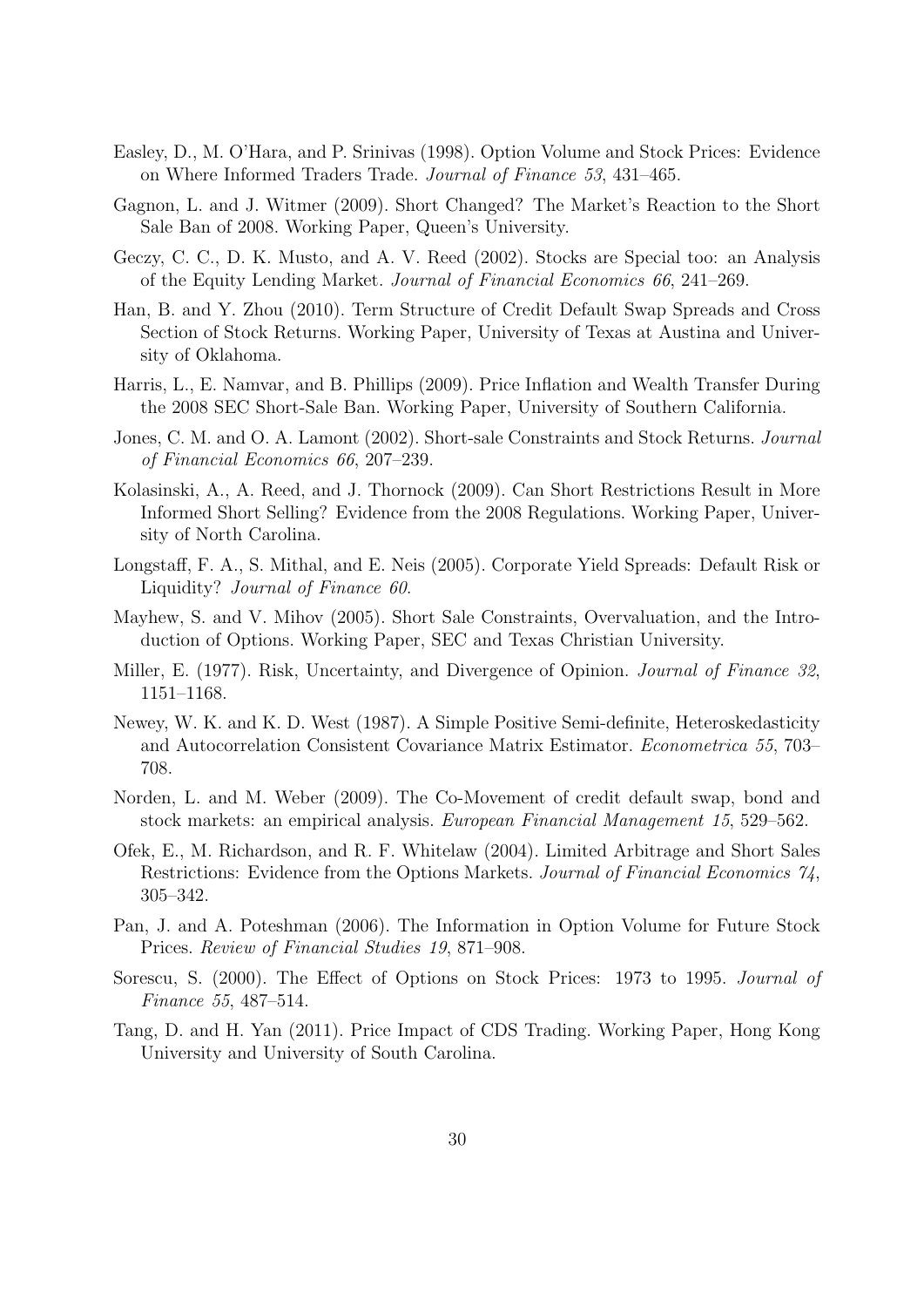Easley, D., M. O'Hara, and P. Srinivas (1998). Option Volume and Stock Prices: Evidence on Where Informed Traders Trade. *Journal of Finance 53*, 431–465.

Gagnon, L. and J. Witmer (2009). Short Changed? The Market's Reaction to the Short Sale Ban of 2008. Working Paper, Queen's University.

Geczy, C. C., D. K. Musto, and A. V. Reed (2002). Stocks are Special too: an Analysis of the Equity Lending Market. *Journal of Financial Economics 66*, 241–269.

Han, B. and Y. Zhou (2010). Term Structure of Credit Default Swap Spreads and Cross Section of Stock Returns. Working Paper, University of Texas at Austina and University of Oklahoma.

Harris, L., E. Namvar, and B. Phillips (2009). Price Inflation and Wealth Transfer During the 2008 SEC Short-Sale Ban. Working Paper, University of Southern California.

Jones, C. M. and O. A. Lamont (2002). Short-sale Constraints and Stock Returns. *Journal of Financial Economics 66*, 207–239.

Kolasinski, A., A. Reed, and J. Thornock (2009). Can Short Restrictions Result in More Informed Short Selling? Evidence from the 2008 Regulations. Working Paper, University of North Carolina.

Longstaff, F. A., S. Mithal, and E. Neis (2005). Corporate Yield Spreads: Default Risk or Liquidity? *Journal of Finance 60*.

Mayhew, S. and V. Mihov (2005). Short Sale Constraints, Overvaluation, and the Introduction of Options. Working Paper, SEC and Texas Christian University.

Miller, E. (1977). Risk, Uncertainty, and Divergence of Opinion. *Journal of Finance 32*, 1151–1168.

Newey, W. K. and K. D. West (1987). A Simple Positive Semi-definite, Heteroskedasticity and Autocorrelation Consistent Covariance Matrix Estimator. *Econometrica 55*, 703–708.

Norden, L. and M. Weber (2009). The Co-Movement of credit default swap, bond and stock markets: an empirical analysis. *European Financial Management 15*, 529–562.

Ofek, E., M. Richardson, and R. F. Whitelaw (2004). Limited Arbitrage and Short Sales Restrictions: Evidence from the Options Markets. *Journal of Financial Economics 74*, 305–342.

Pan, J. and A. Poteshman (2006). The Information in Option Volume for Future Stock Prices. *Review of Financial Studies 19*, 871–908.

Sorescu, S. (2000). The Effect of Options on Stock Prices: 1973 to 1995. *Journal of Finance 55*, 487–514.

Tang, D. and H. Yan (2011). Price Impact of CDS Trading. Working Paper, Hong Kong University and University of South Carolina.